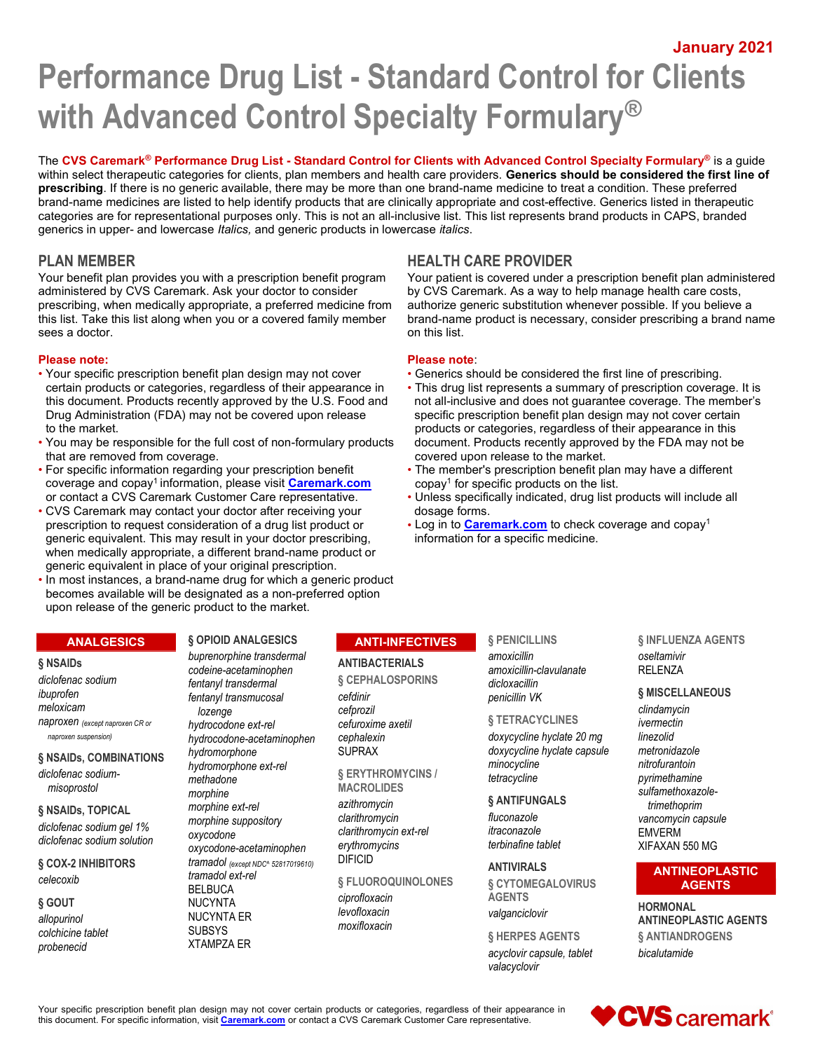January 2021

# Performance Drug List - Standard Control for Clients with Advanced Control Specialty Formulary®

The **CVS Caremark® Performance Drug List - Standard Control for Clients with Advanced Control Specialty Formulary®** is a guide within select therapeutic categories for clients, plan members and health care providers. **Generics should be considered the first line of prescribing**. If there is no generic available, there may be more than one brand-name medicine to treat a condition. These preferred brand-name medicines are listed to help identify products that are clinically appropriate and cost-effective. Generics listed in therapeutic categories are for representational purposes only. This is not an all-inclusive list. This list represents brand products in CAPS, branded generics in upper- and lowercase *Italics,* and generic products in lowercase *italics*.

## PLAN MEMBER

Your benefit plan provides you with a prescription benefit program administered by CVS Caremark. Ask your doctor to consider prescribing, when medically appropriate, a preferred medicine from this list. Take this list along when you or a covered family member sees a doctor.

**Please note:**

- Your specific prescription benefit plan design may not cover certain products or categories, regardless of their appearance in this document. Products recently approved by the U.S. Food and Drug Administration (FDA) may not be covered upon release to the market.
- You may be responsible for the full cost of non-formulary products that are removed from coverage.
- For specific information regarding your prescription benefit coverage and copay[1] information, please visit **Caremark.com** or contact a CVS Caremark Customer Care representative.
- CVS Caremark may contact your doctor after receiving your prescription to request consideration of a drug list product or generic equivalent. This may result in your doctor prescribing, when medically appropriate, a different brand-name product or generic equivalent in place of your original prescription.
- In most instances, a brand-name drug for which a generic product becomes available will be designated as a non-preferred option upon release of the generic product to the market.

## HEALTH CARE PROVIDER

Your patient is covered under a prescription benefit plan administered by CVS Caremark. As a way to help manage health care costs, authorize generic substitution whenever possible. If you believe a brand-name product is necessary, consider prescribing a brand name on this list.

**Please note:**

- Generics should be considered the first line of prescribing.
- This drug list represents a summary of prescription coverage. It is not all-inclusive and does not guarantee coverage. The member's specific prescription benefit plan design may not cover certain products or categories, regardless of their appearance in this document. Products recently approved by the FDA may not be covered upon release to the market.
- The member's prescription benefit plan may have a different copay[1] for specific products on the list.
- Unless specifically indicated, drug list products will include all dosage forms.
- Log in to **Caremark.com** to check coverage and copay[1] information for a specific medicine.

## ANALGESICS

### § NSAIDs

*diclofenac sodium*
*ibuprofen*
*meloxicam*
*naproxen* (except naproxen CR or naproxen suspension)

### § NSAIDs, COMBINATIONS

*diclofenac sodium-misoprostol*

### § NSAIDs, TOPICAL

*diclofenac sodium gel 1%*
*diclofenac sodium solution*

### § COX-2 INHIBITORS

*celecoxib*

### § GOUT

*allopurinol*
*colchicine tablet*
*probenecid*

### § OPIOID ANALGESICS

*buprenorphine transdermal*
*codeine-acetaminophen*
*fentanyl transdermal*
*fentanyl transmucosal lozenge*
*hydrocodone ext-rel*
*hydrocodone-acetaminophen*
*hydromorphone*
*hydromorphone ext-rel*
*methadone*
*morphine*
*morphine ext-rel*
*morphine suppository*
*oxycodone*
*oxycodone-acetaminophen*
*tramadol* (except NDC^ 52817019610)
*tramadol ext-rel*
BELBUCA
NUCYNTA
NUCYNTA ER
SUBSYS
XTAMPZA ER

## ANTI-INFECTIVES

### ANTIBACTERIALS

### § CEPHALOSPORINS

*cefdinir*
*cefprozil*
*cefuroxime axetil*
*cephalexin*
SUPRAX

### § ERYTHROMYCINS / MACROLIDES

*azithromycin*
*clarithromycin*
*clarithromycin ext-rel*
*erythromycins*
DIFICID

### § FLUOROQUINOLONES

*ciprofloxacin*
*levofloxacin*
*moxifloxacin*

### § PENICILLINS

*amoxicillin*
*amoxicillin-clavulanate*
*dicloxacillin*
*penicillin VK*

### § TETRACYCLINES

*doxycycline hyclate 20 mg*
*doxycycline hyclate capsule*
*minocycline*
*tetracycline*

### § ANTIFUNGALS

*fluconazole*
*itraconazole*
*terbinafine tablet*

### ANTIVIRALS

### § CYTOMEGALOVIRUS AGENTS

*valganciclovir*

### § HERPES AGENTS

*acyclovir capsule, tablet*
*valacyclovir*

### § INFLUENZA AGENTS

*oseltamivir*
RELENZA

### § MISCELLANEOUS

*clindamycin*
*ivermectin*
*linezolid*
*metronidazole*
*nitrofurantoin*
*pyrimethamine*
*sulfamethoxazole-trimethoprim*
*vancomycin capsule*
EMVERM
XIFAXAN 550 MG

## ANTINEOPLASTIC AGENTS

### HORMONAL ANTINEOPLASTIC AGENTS

### § ANTIANDROGENS

*bicalutamide*

Your specific prescription benefit plan design may not cover certain products or categories, regardless of their appearance in this document. For specific information, visit **Caremark.com** or contact a CVS Caremark Customer Care representative.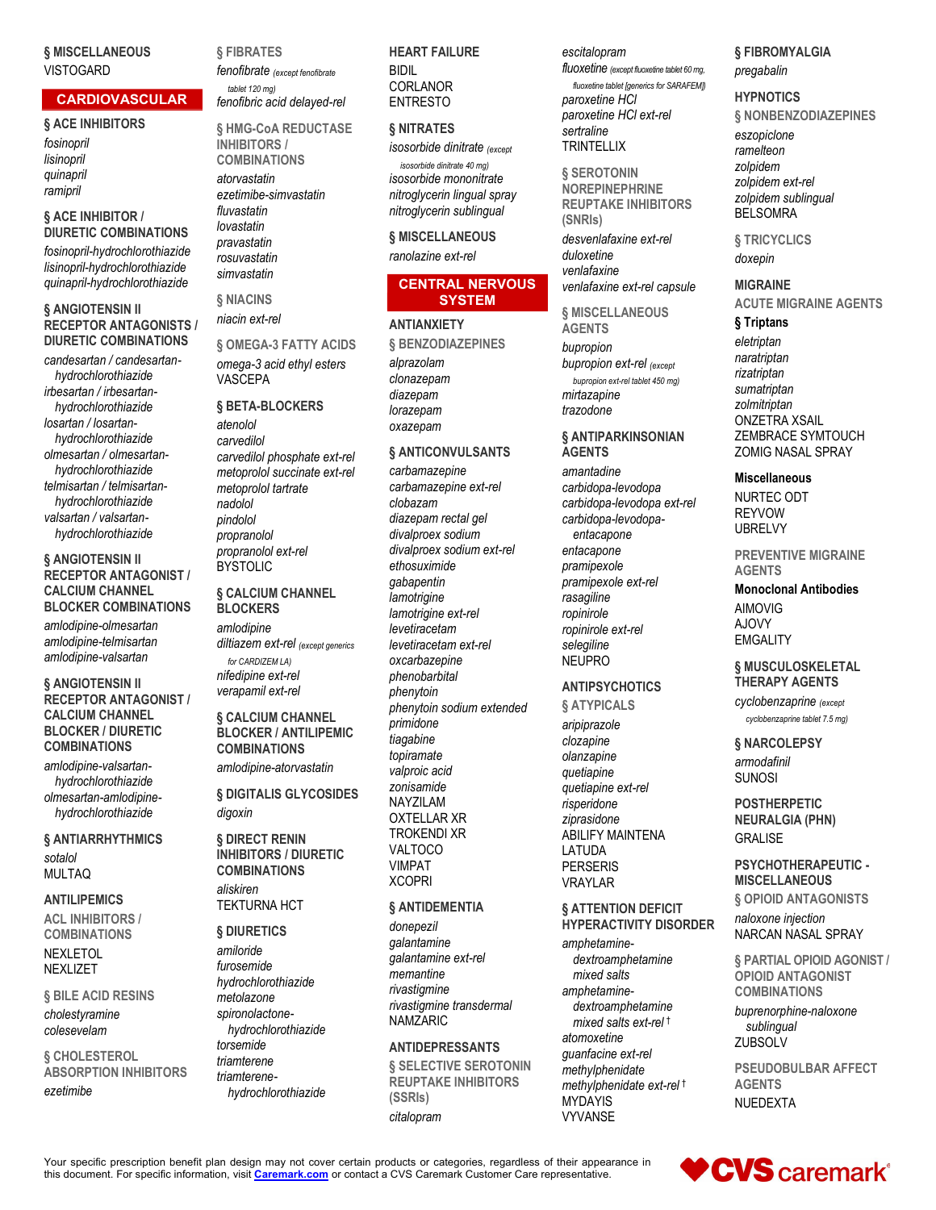### § MISCELLANEOUS
VISTOGARD

## CARDIOVASCULAR

### § ACE INHIBITORS
*fosinopril*
*lisinopril*
*quinapril*
*ramipril*

### § ACE INHIBITOR / DIURETIC COMBINATIONS
*fosinopril-hydrochlorothiazide*
*lisinopril-hydrochlorothiazide*
*quinapril-hydrochlorothiazide*

### § ANGIOTENSIN II RECEPTOR ANTAGONISTS / DIURETIC COMBINATIONS
*candesartan / candesartan-hydrochlorothiazide*
*irbesartan / irbesartan-hydrochlorothiazide*
*losartan / losartan-hydrochlorothiazide*
*olmesartan / olmesartan-hydrochlorothiazide*
*telmisartan / telmisartan-hydrochlorothiazide*
*valsartan / valsartan-hydrochlorothiazide*

### § ANGIOTENSIN II RECEPTOR ANTAGONIST / CALCIUM CHANNEL BLOCKER COMBINATIONS
*amlodipine-olmesartan*
*amlodipine-telmisartan*
*amlodipine-valsartan*

### § ANGIOTENSIN II RECEPTOR ANTAGONIST / CALCIUM CHANNEL BLOCKER / DIURETIC COMBINATIONS
*amlodipine-valsartan-hydrochlorothiazide*
*olmesartan-amlodipine-hydrochlorothiazide*

### § ANTIARRHYTHMICS
*sotalol*
MULTAQ

### ANTILIPEMICS

#### ACL INHIBITORS / COMBINATIONS
NEXLETOL
NEXLIZET

#### § BILE ACID RESINS
*cholestyramine*
*colesevelam*

#### § CHOLESTEROL ABSORPTION INHIBITORS
*ezetimibe*

#### § FIBRATES
*fenofibrate* *(except fenofibrate tablet 120 mg)*
*fenofibric acid delayed-rel*

#### § HMG-CoA REDUCTASE INHIBITORS / COMBINATIONS
*atorvastatin*
*ezetimibe-simvastatin*
*fluvastatin*
*lovastatin*
*pravastatin*
*rosuvastatin*
*simvastatin*

#### § NIACINS
*niacin ext-rel*

#### § OMEGA-3 FATTY ACIDS
*omega-3 acid ethyl esters*
VASCEPA

### § BETA-BLOCKERS
*atenolol*
*carvedilol*
*carvedilol phosphate ext-rel*
*metoprolol succinate ext-rel*
*metoprolol tartrate*
*nadolol*
*pindolol*
*propranolol*
*propranolol ext-rel*
BYSTOLIC

### § CALCIUM CHANNEL BLOCKERS
*amlodipine*
*diltiazem ext-rel* *(except generics for CARDIZEM LA)*
*nifedipine ext-rel*
*verapamil ext-rel*

### § CALCIUM CHANNEL BLOCKER / ANTILIPEMIC COMBINATIONS
*amlodipine-atorvastatin*

### § DIGITALIS GLYCOSIDES
*digoxin*

### § DIRECT RENIN INHIBITORS / DIURETIC COMBINATIONS
*aliskiren*
TEKTURNA HCT

### § DIURETICS
*amiloride*
*furosemide*
*hydrochlorothiazide*
*metolazone*
*spironolactone-hydrochlorothiazide*
*torsemide*
*triamterene*
*triamterene-hydrochlorothiazide*

### HEART FAILURE
BIDIL
CORLANOR
ENTRESTO

### § NITRATES
*isosorbide dinitrate* *(except isosorbide dinitrate 40 mg)*
*isosorbide mononitrate*
*nitroglycerin lingual spray*
*nitroglycerin sublingual*

### § MISCELLANEOUS
*ranolazine ext-rel*

## CENTRAL NERVOUS SYSTEM

### ANTIANXIETY

#### § BENZODIAZEPINES
*alprazolam*
*clonazepam*
*diazepam*
*lorazepam*
*oxazepam*

### § ANTICONVULSANTS
*carbamazepine*
*carbamazepine ext-rel*
*clobazam*
*diazepam rectal gel*
*divalproex sodium*
*divalproex sodium ext-rel*
*ethosuximide*
*gabapentin*
*lamotrigine*
*lamotrigine ext-rel*
*levetiracetam*
*levetiracetam ext-rel*
*oxcarbazepine*
*phenobarbital*
*phenytoin*
*phenytoin sodium extended*
*primidone*
*tiagabine*
*topiramate*
*valproic acid*
*zonisamide*
NAYZILAM
OXTELLAR XR
TROKENDI XR
VALTOCO
VIMPAT
XCOPRI

### § ANTIDEMENTIA
*donepezil*
*galantamine*
*galantamine ext-rel*
*memantine*
*rivastigmine*
*rivastigmine transdermal*
NAMZARIC

### ANTIDEPRESSANTS

#### § SELECTIVE SEROTONIN REUPTAKE INHIBITORS (SSRIs)
*citalopram*
*escitalopram*
*fluoxetine* *(except fluoxetine tablet 60 mg, fluoxetine tablet [generics for SARAFEM])*
*paroxetine HCl*
*paroxetine HCl ext-rel*
*sertraline*
TRINTELLIX

#### § SEROTONIN NOREPINEPHRINE REUPTAKE INHIBITORS (SNRIs)
*desvenlafaxine ext-rel*
*duloxetine*
*venlafaxine*
*venlafaxine ext-rel capsule*

#### § MISCELLANEOUS AGENTS
*bupropion*
*bupropion ext-rel* *(except bupropion ext-rel tablet 450 mg)*
*mirtazapine*
*trazodone*

### § ANTIPARKINSONIAN AGENTS
*amantadine*
*carbidopa-levodopa*
*carbidopa-levodopa ext-rel*
*carbidopa-levodopa-entacapone*
*entacapone*
*pramipexole*
*pramipexole ext-rel*
*rasagiline*
*ropinirole*
*ropinirole ext-rel*
*selegiline*
NEUPRO

### ANTIPSYCHOTICS

#### § ATYPICALS
*aripiprazole*
*clozapine*
*olanzapine*
*quetiapine*
*quetiapine ext-rel*
*risperidone*
*ziprasidone*
ABILIFY MAINTENA
LATUDA
PERSERIS
VRAYLAR

### § ATTENTION DEFICIT HYPERACTIVITY DISORDER
*amphetamine-dextroamphetamine mixed salts*
*amphetamine-dextroamphetamine mixed salts ext-rel* †
*atomoxetine*
*guanfacine ext-rel*
*methylphenidate*
*methylphenidate ext-rel* †
MYDAYIS
VYVANSE

### § FIBROMYALGIA
*pregabalin*

### HYPNOTICS

#### § NONBENZODIAZEPINES
*eszopiclone*
*ramelteon*
*zolpidem*
*zolpidem ext-rel*
*zolpidem sublingual*
BELSOMRA

#### § TRICYCLICS
*doxepin*

### MIGRAINE

#### ACUTE MIGRAINE AGENTS

##### § Triptans
*eletriptan*
*naratriptan*
*rizatriptan*
*sumatriptan*
*zolmitriptan*
ONZETRA XSAIL
ZEMBRACE SYMTOUCH
ZOMIG NASAL SPRAY

##### Miscellaneous
NURTEC ODT
REYVOW
UBRELVY

#### PREVENTIVE MIGRAINE AGENTS

##### Monoclonal Antibodies
AIMOVIG
AJOVY
EMGALITY

### § MUSCULOSKELETAL THERAPY AGENTS
*cyclobenzaprine* *(except cyclobenzaprine tablet 7.5 mg)*

### § NARCOLEPSY
*armodafinil*
SUNOSI

### POSTHERPETIC NEURALGIA (PHN)
GRALISE

### PSYCHOTHERAPEUTIC - MISCELLANEOUS

#### § OPIOID ANTAGONISTS
*naloxone injection*
NARCAN NASAL SPRAY

#### § PARTIAL OPIOID AGONIST / OPIOID ANTAGONIST COMBINATIONS
*buprenorphine-naloxone sublingual*
ZUBSOLV

#### PSEUDOBULBAR AFFECT AGENTS
NUEDEXTA

Your specific prescription benefit plan design may not cover certain products or categories, regardless of their appearance in this document. For specific information, visit Caremark.com or contact a CVS Caremark Customer Care representative.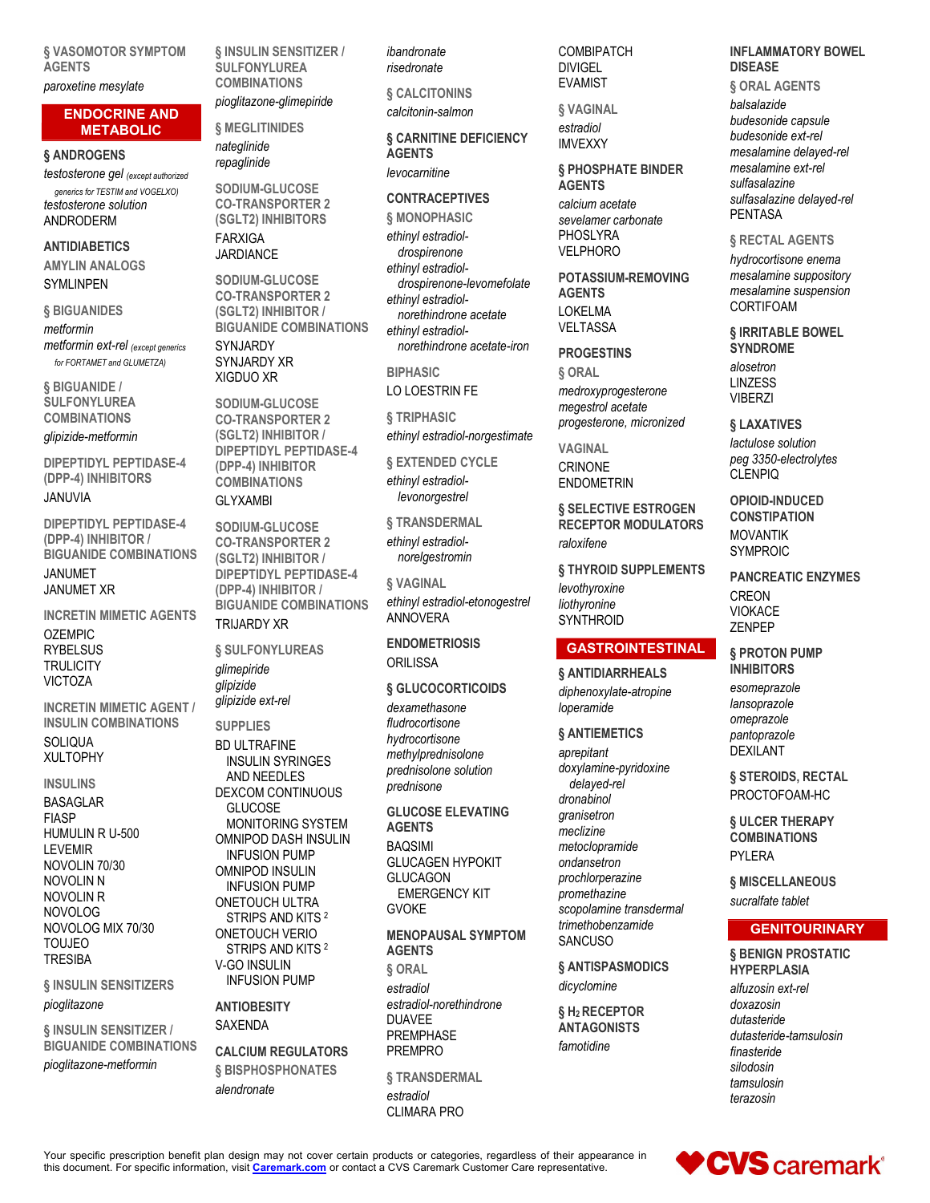### § VASOMOTOR SYMPTOM AGENTS

*paroxetine mesylate*

## ENDOCRINE AND METABOLIC

### § ANDROGENS

*testosterone gel* (except authorized generics for TESTIM and VOGELXO)
*testosterone solution*
ANDRODERM

### ANTIDIABETICS

#### AMYLIN ANALOGS

SYMLINPEN

#### § BIGUANIDES

*metformin*
*metformin ext-rel* (except generics for FORTAMET and GLUMETZA)

#### § BIGUANIDE / SULFONYLUREA COMBINATIONS

*glipizide-metformin*

#### DIPEPTIDYL PEPTIDASE-4 (DPP-4) INHIBITORS

JANUVIA

#### DIPEPTIDYL PEPTIDASE-4 (DPP-4) INHIBITOR / BIGUANIDE COMBINATIONS

JANUMET
JANUMET XR

#### INCRETIN MIMETIC AGENTS

OZEMPIC
RYBELSUS
TRULICITY
VICTOZA

#### INCRETIN MIMETIC AGENT / INSULIN COMBINATIONS

SOLIQUA
XULTOPHY

#### INSULINS

BASAGLAR
FIASP
HUMULIN R U-500
LEVEMIR
NOVOLIN 70/30
NOVOLIN N
NOVOLIN R
NOVOLOG
NOVOLOG MIX 70/30
TOUJEO
TRESIBA

#### § INSULIN SENSITIZERS

*pioglitazone*

#### § INSULIN SENSITIZER / BIGUANIDE COMBINATIONS

*pioglitazone-metformin*

#### § INSULIN SENSITIZER / SULFONYLUREA COMBINATIONS

*pioglitazone-glimepiride*

#### § MEGLITINIDES

*nateglinide*
*repaglinide*

#### SODIUM-GLUCOSE CO-TRANSPORTER 2 (SGLT2) INHIBITORS

FARXIGA
JARDIANCE

#### SODIUM-GLUCOSE CO-TRANSPORTER 2 (SGLT2) INHIBITOR / BIGUANIDE COMBINATIONS

SYNJARDY
SYNJARDY XR
XIGDUO XR

#### SODIUM-GLUCOSE CO-TRANSPORTER 2 (SGLT2) INHIBITOR / DIPEPTIDYL PEPTIDASE-4 (DPP-4) INHIBITOR COMBINATIONS

GLYXAMBI

#### SODIUM-GLUCOSE CO-TRANSPORTER 2 (SGLT2) INHIBITOR / DIPEPTIDYL PEPTIDASE-4 (DPP-4) INHIBITOR / BIGUANIDE COMBINATIONS

TRIJARDY XR

#### § SULFONYLUREAS

*glimepiride*
*glipizide*
*glipizide ext-rel*

#### SUPPLIES

BD ULTRAFINE INSULIN SYRINGES AND NEEDLES
DEXCOM CONTINUOUS GLUCOSE MONITORING SYSTEM
OMNIPOD DASH INSULIN INFUSION PUMP
OMNIPOD INSULIN INFUSION PUMP
ONETOUCH ULTRA STRIPS AND KITS [2]
ONETOUCH VERIO STRIPS AND KITS [2]
V-GO INSULIN INFUSION PUMP

### ANTIOBESITY

SAXENDA

### CALCIUM REGULATORS

#### § BISPHOSPHONATES

*alendronate*
*ibandronate*
*risedronate*

#### § CALCITONINS

*calcitonin-salmon*

### § CARNITINE DEFICIENCY AGENTS

*levocarnitine*

### CONTRACEPTIVES

#### § MONOPHASIC

*ethinyl estradiol-drospirenone*
*ethinyl estradiol-drospirenone-levomefolate*
*ethinyl estradiol-norethindrone acetate*
*ethinyl estradiol-norethindrone acetate-iron*

#### BIPHASIC

LO LOESTRIN FE

#### § TRIPHASIC

*ethinyl estradiol-norgestimate*

#### § EXTENDED CYCLE

*ethinyl estradiol-levonorgestrel*

#### § TRANSDERMAL

*ethinyl estradiol-norelgestromin*

#### § VAGINAL

*ethinyl estradiol-etonogestrel*
ANNOVERA

### ENDOMETRIOSIS

ORILISSA

### § GLUCOCORTICOIDS

*dexamethasone*
*fludrocortisone*
*hydrocortisone*
*methylprednisolone*
*prednisolone solution*
*prednisone*

### GLUCOSE ELEVATING AGENTS

BAQSIMI
GLUCAGEN HYPOKIT
GLUCAGON EMERGENCY KIT
GVOKE

### MENOPAUSAL SYMPTOM AGENTS

#### § ORAL

*estradiol*
*estradiol-norethindrone*
DUAVEE
PREMPHASE
PREMPRO

#### § TRANSDERMAL

*estradiol*
CLIMARA PRO
COMBIPATCH
DIVIGEL
EVAMIST

#### § VAGINAL

*estradiol*
IMVEXXY

### § PHOSPHATE BINDER AGENTS

*calcium acetate*
*sevelamer carbonate*
PHOSLYRA
VELPHORO

### POTASSIUM-REMOVING AGENTS

LOKELMA
VELTASSA

### PROGESTINS

#### § ORAL

*medroxyprogesterone*
*megestrol acetate*
*progesterone, micronized*

#### VAGINAL

CRINONE
ENDOMETRIN

### § SELECTIVE ESTROGEN RECEPTOR MODULATORS

*raloxifene*

### § THYROID SUPPLEMENTS

*levothyroxine*
*liothyronine*
SYNTHROID

## GASTROINTESTINAL

### § ANTIDIARRHEALS

*diphenoxylate-atropine*
*loperamide*

### § ANTIEMETICS

*aprepitant*
*doxylamine-pyridoxine delayed-rel*
*dronabinol*
*granisetron*
*meclizine*
*metoclopramide*
*ondansetron*
*prochlorperazine*
*promethazine*
*scopolamine transdermal*
*trimethobenzamide*
SANCUSO

### § ANTISPASMODICS

*dicyclomine*

### § $H_2$ RECEPTOR ANTAGONISTS

*famotidine*

### INFLAMMATORY BOWEL DISEASE

#### § ORAL AGENTS

*balsalazide*
*budesonide capsule*
*budesonide ext-rel*
*mesalamine delayed-rel*
*mesalamine ext-rel*
*sulfasalazine*
*sulfasalazine delayed-rel*
PENTASA

#### § RECTAL AGENTS

*hydrocortisone enema*
*mesalamine suppository*
*mesalamine suspension*
CORTIFOAM

### § IRRITABLE BOWEL SYNDROME

*alosetron*
LINZESS
VIBERZI

### § LAXATIVES

*lactulose solution*
*peg 3350-electrolytes*
CLENPIQ

### OPIOID-INDUCED CONSTIPATION

MOVANTIK
SYMPROIC

### PANCREATIC ENZYMES

CREON
VIOKACE
ZENPEP

### § PROTON PUMP INHIBITORS

*esomeprazole*
*lansoprazole*
*omeprazole*
*pantoprazole*
DEXILANT

### § STEROIDS, RECTAL

PROCTOFOAM-HC

### § ULCER THERAPY COMBINATIONS

PYLERA

### § MISCELLANEOUS

*sucralfate tablet*

## GENITOURINARY

### § BENIGN PROSTATIC HYPERPLASIA

*alfuzosin ext-rel*
*doxazosin*
*dutasteride*
*dutasteride-tamsulosin*
*finasteride*
*silodosin*
*tamsulosin*
*terazosin*

Your specific prescription benefit plan design may not cover certain products or categories, regardless of their appearance in this document. For specific information, visit [Caremark.com](Caremark.com) or contact a CVS Caremark Customer Care representative.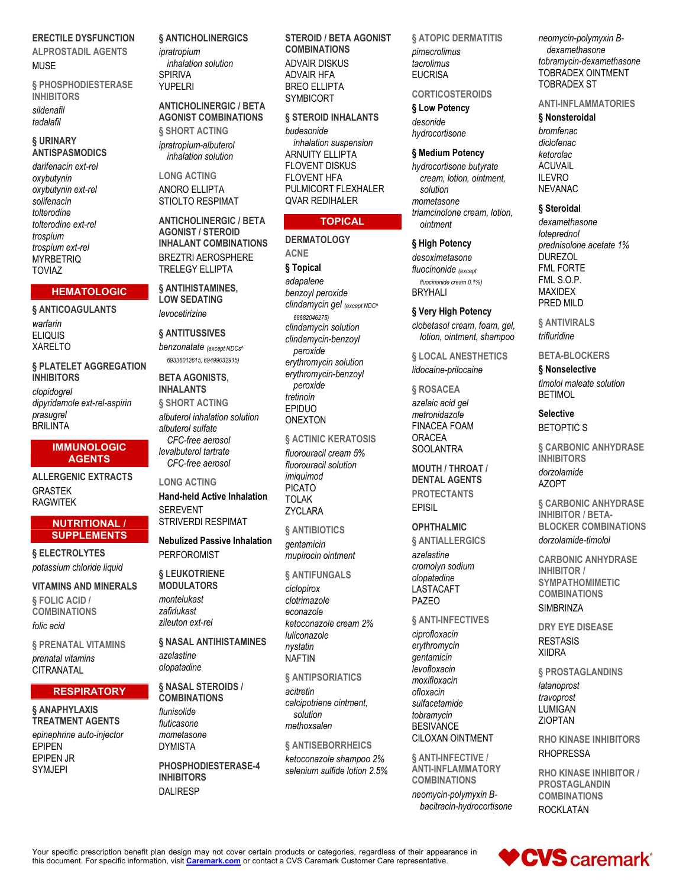**ERECTILE DYSFUNCTION**

ALPROSTADIL AGENTS

MUSE

§ PHOSPHODIESTERASE INHIBITORS

*sildenafil*
*tadalafil*

**§ URINARY ANTISPASMODICS**

*darifenacin ext-rel*
*oxybutynin*
*oxybutynin ext-rel*
*solifenacin*
*tolterodine*
*tolterodine ext-rel*
*trospium*
*trospium ext-rel*
MYRBETRIQ
TOVIAZ

## HEMATOLOGIC

**§ ANTICOAGULANTS**

*warfarin*
ELIQUIS
XARELTO

**§ PLATELET AGGREGATION INHIBITORS**

*clopidogrel*
*dipyridamole ext-rel-aspirin*
*prasugrel*
BRILINTA

## IMMUNOLOGIC AGENTS

**ALLERGENIC EXTRACTS**

GRASTEK
RAGWITEK

## NUTRITIONAL / SUPPLEMENTS

**§ ELECTROLYTES**

*potassium chloride liquid*

**VITAMINS AND MINERALS**

§ FOLIC ACID / COMBINATIONS

*folic acid*

§ PRENATAL VITAMINS

*prenatal vitamins*
CITRANATAL

## RESPIRATORY

**§ ANAPHYLAXIS TREATMENT AGENTS**

*epinephrine auto-injector*
EPIPEN
EPIPEN JR
SYMJEPI

**§ ANTICHOLINERGICS**

*ipratropium inhalation solution*
SPIRIVA
YUPELRI

**ANTICHOLINERGIC / BETA AGONIST COMBINATIONS**

§ SHORT ACTING

*ipratropium-albuterol inhalation solution*

LONG ACTING

ANORO ELLIPTA
STIOLTO RESPIMAT

**ANTICHOLINERGIC / BETA AGONIST / STEROID INHALANT COMBINATIONS**

BREZTRI AEROSPHERE
TRELEGY ELLIPTA

**§ ANTIHISTAMINES, LOW SEDATING**

*levocetirizine*

**§ ANTITUSSIVES**

*benzonatate (except NDCs^ 69336012615, 69499032915)*

**BETA AGONISTS, INHALANTS**

§ SHORT ACTING

*albuterol inhalation solution*
*albuterol sulfate CFC-free aerosol*
*levalbuterol tartrate CFC-free aerosol*

LONG ACTING

**Hand-held Active Inhalation**

SEREVENT
STRIVERDI RESPIMAT

**Nebulized Passive Inhalation**

PERFOROMIST

**§ LEUKOTRIENE MODULATORS**

*montelukast*
*zafirlukast*
*zileuton ext-rel*

**§ NASAL ANTIHISTAMINES**

*azelastine*
*olopatadine*

**§ NASAL STEROIDS / COMBINATIONS**

*flunisolide*
*fluticasone*
*mometasone*
DYMISTA

**PHOSPHODIESTERASE-4 INHIBITORS**

DALIRESP

**STEROID / BETA AGONIST COMBINATIONS**

ADVAIR DISKUS
ADVAIR HFA
BREO ELLIPTA
SYMBICORT

**§ STEROID INHALANTS**

*budesonide inhalation suspension*
ARNUITY ELLIPTA
FLOVENT DISKUS
FLOVENT HFA
PULMICORT FLEXHALER
QVAR REDIHALER

## TOPICAL

**DERMATOLOGY**

ACNE

**§ Topical**

*adapalene*
*benzoyl peroxide*
*clindamycin gel (except NDC^ 68682046275)*
*clindamycin solution*
*clindamycin-benzoyl peroxide*
*erythromycin solution*
*erythromycin-benzoyl peroxide*
*tretinoin*
EPIDUO
ONEXTON

§ ACTINIC KERATOSIS

*fluorouracil cream 5%*
*fluorouracil solution*
*imiquimod*
PICATO
TOLAK
ZYCLARA

§ ANTIBIOTICS

*gentamicin*
*mupirocin ointment*

§ ANTIFUNGALS

*ciclopirox*
*clotrimazole*
*econazole*
*ketoconazole cream 2%*
*luliconazole*
*nystatin*
NAFTIN

§ ANTIPSORIATICS

*acitretin*
*calcipotriene ointment, solution*
*methoxsalen*

§ ANTISEBORRHEICS

*ketoconazole shampoo 2%*
*selenium sulfide lotion 2.5%*

§ ATOPIC DERMATITIS

*pimecrolimus*
*tacrolimus*
EUCRISA

CORTICOSTEROIDS

**§ Low Potency**

*desonide*
*hydrocortisone*

**§ Medium Potency**

*hydrocortisone butyrate cream, lotion, ointment, solution*
*mometasone*
*triamcinolone cream, lotion, ointment*

**§ High Potency**

*desoximetasone*
*fluocinonide (except fluocinonide cream 0.1%)*
BRYHALI

**§ Very High Potency**

*clobetasol cream, foam, gel, lotion, ointment, shampoo*

§ LOCAL ANESTHETICS

*lidocaine-prilocaine*

§ ROSACEA

*azelaic acid gel*
*metronidazole*
FINACEA FOAM
ORACEA
SOOLANTRA

**MOUTH / THROAT / DENTAL AGENTS**

PROTECTANTS

EPISIL

**OPHTHALMIC**

§ ANTIALLERGICS

*azelastine*
*cromolyn sodium*
*olopatadine*
LASTACAFT
PAZEO

§ ANTI-INFECTIVES

*ciprofloxacin*
*erythromycin*
*gentamicin*
*levofloxacin*
*moxifloxacin*
*ofloxacin*
*sulfacetamide*
*tobramycin*
BESIVANCE
CILOXAN OINTMENT

§ ANTI-INFECTIVE / ANTI-INFLAMMATORY COMBINATIONS

*neomycin-polymyxin B-bacitracin-hydrocortisone*
*neomycin-polymyxin B-dexamethasone*
*tobramycin-dexamethasone*
TOBRADEX OINTMENT
TOBRADEX ST

ANTI-INFLAMMATORIES

**§ Nonsteroidal**

*bromfenac*
*diclofenac*
*ketorolac*
ACUVAIL
ILEVRO
NEVANAC

**§ Steroidal**

*dexamethasone*
*loteprednol*
*prednisolone acetate 1%*
DUREZOL
FML FORTE
FML S.O.P.
MAXIDEX
PRED MILD

§ ANTIVIRALS

*trifluridine*

BETA-BLOCKERS

**§ Nonselective**

*timolol maleate solution*
BETIMOL

**Selective**

BETOPTIC S

§ CARBONIC ANHYDRASE INHIBITORS

*dorzolamide*
AZOPT

§ CARBONIC ANHYDRASE INHIBITOR / BETA-BLOCKER COMBINATIONS

*dorzolamide-timolol*

CARBONIC ANHYDRASE INHIBITOR / SYMPATHOMIMETIC COMBINATIONS

SIMBRINZA

DRY EYE DISEASE

RESTASIS
XIIDRA

§ PROSTAGLANDINS

*latanoprost*
*travoprost*
LUMIGAN
ZIOPTAN

RHO KINASE INHIBITORS

RHOPRESSA

RHO KINASE INHIBITOR / PROSTAGLANDIN COMBINATIONS

ROCKLATAN

Your specific prescription benefit plan design may not cover certain products or categories, regardless of their appearance in this document. For specific information, visit Caremark.com or contact a CVS Caremark Customer Care representative.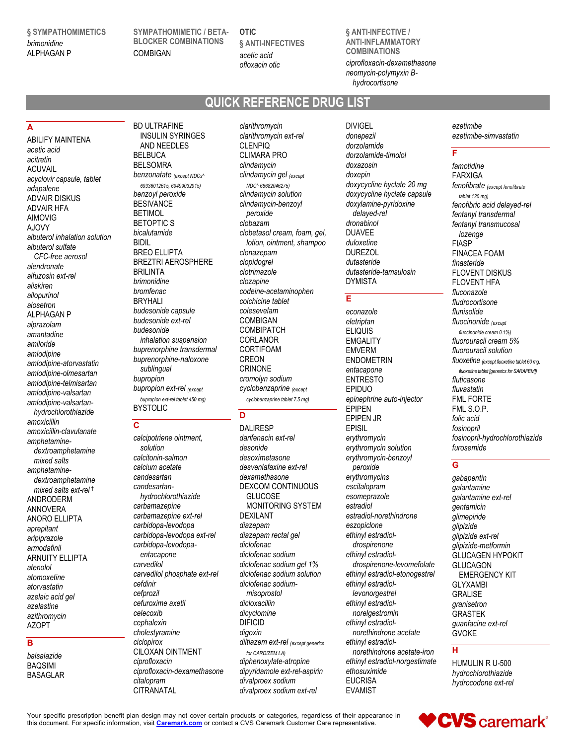### § SYMPATHOMIMETICS

*brimonidine*
ALPHAGAN P

### SYMPATHOMIMETIC / BETA-BLOCKER COMBINATIONS

COMBIGAN

## OTIC

### § ANTI-INFECTIVES

*acetic acid*
*ofloxacin otic*

### § ANTI-INFECTIVE / ANTI-INFLAMMATORY COMBINATIONS

*ciprofloxacin-dexamethasone*
*neomycin-polymyxin B-hydrocortisone*

# QUICK REFERENCE DRUG LIST

## A

ABILIFY MAINTENA
*acetic acid*
*acitretin*
ACUVAIL
*acyclovir capsule, tablet*
*adapalene*
ADVAIR DISKUS
ADVAIR HFA
AIMOVIG
AJOVY
*albuterol inhalation solution*
*albuterol sulfate CFC-free aerosol*
*alendronate*
*alfuzosin ext-rel*
*aliskiren*
*allopurinol*
*alosetron*
ALPHAGAN P
*alprazolam*
*amantadine*
*amiloride*
*amlodipine*
*amlodipine-atorvastatin*
*amlodipine-olmesartan*
*amlodipine-telmisartan*
*amlodipine-valsartan*
*amlodipine-valsartan-hydrochlorothiazide*
*amoxicillin*
*amoxicillin-clavulanate*
*amphetamine-dextroamphetamine mixed salts*
*amphetamine-dextroamphetamine mixed salts ext-rel* †
ANDRODERM
ANNOVERA
ANORO ELLIPTA
*aprepitant*
*aripiprazole*
*armodafinil*
ARNUITY ELLIPTA
*atenolol*
*atomoxetine*
*atorvastatin*
*azelaic acid gel*
*azelastine*
*azithromycin*
AZOPT

## B

*balsalazide*
BAQSIMI
BASAGLAR
BD ULTRAFINE INSULIN SYRINGES AND NEEDLES
BELBUCA
BELSOMRA
*benzonatate* (except NDCs^ 69336012615, 69499032915)
*benzoyl peroxide*
BESIVANCE
BETIMOL
BETOPTIC S
*bicalutamide*
BIDIL
BREO ELLIPTA
BREZTRI AEROSPHERE
BRILINTA
*brimonidine*
*bromfenac*
BRYHALI
*budesonide capsule*
*budesonide ext-rel*
*budesonide inhalation suspension*
*buprenorphine transdermal*
*buprenorphine-naloxone sublingual*
*bupropion*
*bupropion ext-rel* (except bupropion ext-rel tablet 450 mg)
BYSTOLIC

## C

*calcipotriene ointment, solution*
*calcitonin-salmon*
*calcium acetate*
*candesartan*
*candesartan-hydrochlorothiazide*
*carbamazepine*
*carbamazepine ext-rel*
*carbidopa-levodopa*
*carbidopa-levodopa ext-rel*
*carbidopa-levodopa-entacapone*
*carvedilol*
*carvedilol phosphate ext-rel*
*cefdinir*
*cefprozil*
*cefuroxime axetil*
*celecoxib*
*cephalexin*
*cholestyramine*
*ciclopirox*
CILOXAN OINTMENT
*ciprofloxacin*
*ciprofloxacin-dexamethasone*
*citalopram*
CITRANATAL
*clarithromycin*
*clarithromycin ext-rel*
CLENPIQ
CLIMARA PRO
*clindamycin*
*clindamycin gel* (except NDC^ 68682046275)
*clindamycin solution*
*clindamycin-benzoyl peroxide*
*clobazam*
*clobetasol cream, foam, gel, lotion, ointment, shampoo*
*clonazepam*
*clopidogrel*
*clotrimazole*
*clozapine*
*codeine-acetaminophen*
*colchicine tablet*
*colesevelam*
COMBIGAN
COMBIPATCH
CORLANOR
CORTIFOAM
CREON
CRINONE
*cromolyn sodium*
*cyclobenzaprine* (except cyclobenzaprine tablet 7.5 mg)

## D

DALIRESP
*darifenacin ext-rel*
*desonide*
*desoximetasone*
*desvenlafaxine ext-rel*
*dexamethasone*
DEXCOM CONTINUOUS GLUCOSE MONITORING SYSTEM
DEXILANT
*diazepam*
*diazepam rectal gel*
*diclofenac*
*diclofenac sodium*
*diclofenac sodium gel 1%*
*diclofenac sodium solution*
*diclofenac sodium-misoprostol*
*dicloxacillin*
*dicyclomine*
DIFICID
*digoxin*
*diltiazem ext-rel* (except generics for CARDIZEM LA)
*diphenoxylate-atropine*
*dipyridamole ext-rel-aspirin*
*divalproex sodium*
*divalproex sodium ext-rel*
DIVIGEL
*donepezil*
*dorzolamide*
*dorzolamide-timolol*
*doxazosin*
*doxepin*
*doxycycline hyclate 20 mg*
*doxycycline hyclate capsule*
*doxylamine-pyridoxine delayed-rel*
*dronabinol*
DUAVEE
*duloxetine*
DUREZOL
*dutasteride*
*dutasteride-tamsulosin*
DYMISTA

## E

*econazole*
*eletriptan*
ELIQUIS
EMGALITY
EMVERM
ENDOMETRIN
*entacapone*
ENTRESTO
EPIDUO
*epinephrine auto-injector*
EPIPEN
EPIPEN JR
EPISIL
*erythromycin*
*erythromycin solution*
*erythromycin-benzoyl peroxide*
*erythromycins*
*escitalopram*
*esomeprazole*
*estradiol*
*estradiol-norethindrone*
*eszopiclone*
*ethinyl estradiol-drospirenone*
*ethinyl estradiol-drospirenone-levomefolate*
*ethinyl estradiol-etonogestrel*
*ethinyl estradiol-levonorgestrel*
*ethinyl estradiol-norelgestromin*
*ethinyl estradiol-norethindrone acetate*
*ethinyl estradiol-norethindrone acetate-iron*
*ethinyl estradiol-norgestimate*
*ethosuximide*
EUCRISA
EVAMIST
*ezetimibe*
*ezetimibe-simvastatin*

## F

*famotidine*
FARXIGA
*fenofibrate* (except fenofibrate tablet 120 mg)
*fenofibric acid delayed-rel*
*fentanyl transdermal*
*fentanyl transmucosal lozenge*
FIASP
FINACEA FOAM
*finasteride*
FLOVENT DISKUS
FLOVENT HFA
*fluconazole*
*fludrocortisone*
*flunisolide*
*fluocinonide* (except fluocinonide cream 0.1%)
*fluorouracil cream 5%*
*fluorouracil solution*
*fluoxetine* (except fluoxetine tablet 60 mg, fluoxetine tablet [generics for SARAFEM])
*fluticasone*
*fluvastatin*
FML FORTE
FML S.O.P.
*folic acid*
*fosinopril*
*fosinopril-hydrochlorothiazide*
*furosemide*

## G

*gabapentin*
*galantamine*
*galantamine ext-rel*
*gentamicin*
*glimepiride*
*glipizide*
*glipizide ext-rel*
*glipizide-metformin*
GLUCAGEN HYPOKIT
GLUCAGON EMERGENCY KIT
GLYXAMBI
GRALISE
*granisetron*
GRASTEK
*guanfacine ext-rel*
GVOKE

## H

HUMULIN R U-500
*hydrochlorothiazide*
*hydrocodone ext-rel*

Your specific prescription benefit plan design may not cover certain products or categories, regardless of their appearance in this document. For specific information, visit **Caremark.com** or contact a CVS Caremark Customer Care representative.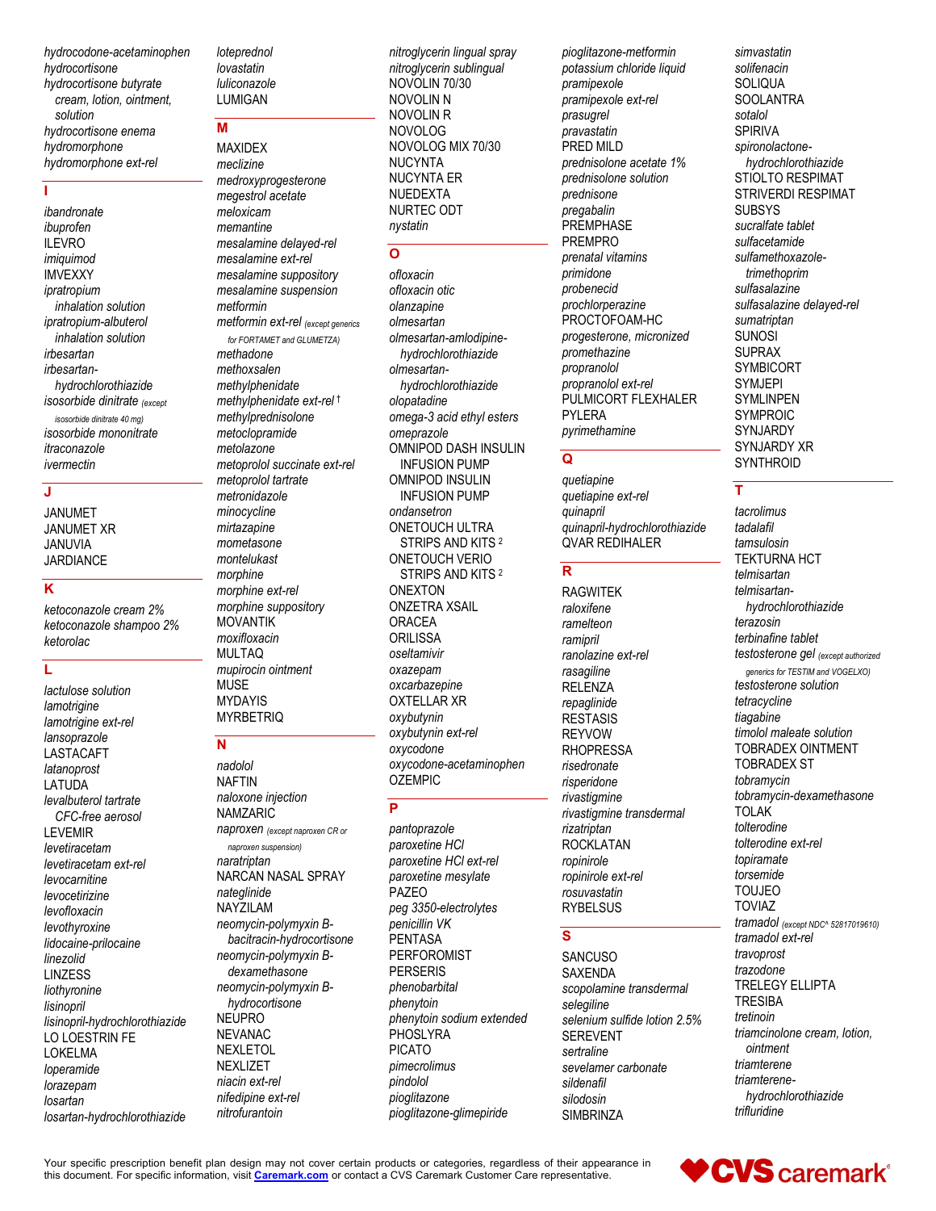*hydrocodone-acetaminophen*
*hydrocortisone*
*hydrocortisone butyrate cream, lotion, ointment, solution*
*hydrocortisone enema*
*hydromorphone*
*hydromorphone ext-rel*

## I

*ibandronate*
*ibuprofen*
ILEVRO
*imiquimod*
IMVEXXY
*ipratropium inhalation solution*
*ipratropium-albuterol inhalation solution*
*irbesartan*
*irbesartan-hydrochlorothiazide*
*isosorbide dinitrate* (except isosorbide dinitrate 40 mg)
*isosorbide mononitrate*
*itraconazole*
*ivermectin*

## J

JANUMET
JANUMET XR
JANUVIA
JARDIANCE

## K

*ketoconazole cream 2%*
*ketoconazole shampoo 2%*
*ketorolac*

## L

*lactulose solution*
*lamotrigine*
*lamotrigine ext-rel*
*lansoprazole*
LASTACAFT
*latanoprost*
LATUDA
*levalbuterol tartrate CFC-free aerosol*
LEVEMIR
*levetiracetam*
*levetiracetam ext-rel*
*levocarnitine*
*levocetirizine*
*levofloxacin*
*levothyroxine*
*lidocaine-prilocaine*
*linezolid*
LINZESS
*liothyronine*
*lisinopril*
*lisinopril-hydrochlorothiazide*
LO LOESTRIN FE
LOKELMA
*loperamide*
*lorazepam*
*losartan*
*losartan-hydrochlorothiazide*
*loteprednol*
*lovastatin*
*luliconazole*
LUMIGAN

## M

MAXIDEX
*meclizine*
*medroxyprogesterone*
*megestrol acetate*
*meloxicam*
*memantine*
*mesalamine delayed-rel*
*mesalamine ext-rel*
*mesalamine suppository*
*mesalamine suspension*
*metformin*
*metformin ext-rel* (except generics for FORTAMET and GLUMETZA)
*methadone*
*methoxsalen*
*methylphenidate*
*methylphenidate ext-rel* †
*methylprednisolone*
*metoclopramide*
*metolazone*
*metoprolol succinate ext-rel*
*metoprolol tartrate*
*metronidazole*
*minocycline*
*mirtazapine*
*mometasone*
*montelukast*
*morphine*
*morphine ext-rel*
*morphine suppository*
MOVANTIK
*moxifloxacin*
MULTAQ
*mupirocin ointment*
MUSE
MYDAYIS
MYRBETRIQ

## N

*nadolol*
NAFTIN
*naloxone injection*
NAMZARIC
*naproxen* (except naproxen CR or naproxen suspension)
*naratriptan*
NARCAN NASAL SPRAY
*nateglinide*
NAYZILAM
*neomycin-polymyxin B-bacitracin-hydrocortisone*
*neomycin-polymyxin B-dexamethasone*
*neomycin-polymyxin B-hydrocortisone*
NEUPRO
NEVANAC
NEXLETOL
NEXLIZET
*niacin ext-rel*
*nifedipine ext-rel*
*nitrofurantoin*
*nitroglycerin lingual spray*
*nitroglycerin sublingual*
NOVOLIN 70/30
NOVOLIN N
NOVOLIN R
NOVOLOG
NOVOLOG MIX 70/30
NUCYNTA
NUCYNTA ER
NUEDEXTA
NURTEC ODT
*nystatin*

## O

*ofloxacin*
*ofloxacin otic*
*olanzapine*
*olmesartan*
*olmesartan-amlodipine-hydrochlorothiazide*
*olmesartan-hydrochlorothiazide*
*olopatadine*
*omega-3 acid ethyl esters*
*omeprazole*
OMNIPOD DASH INSULIN INFUSION PUMP
OMNIPOD INSULIN INFUSION PUMP
*ondansetron*
ONETOUCH ULTRA STRIPS AND KITS [2]
ONETOUCH VERIO STRIPS AND KITS [2]
ONEXTON
ONZETRA XSAIL
ORACEA
ORILISSA
*oseltamivir*
*oxazepam*
*oxcarbazepine*
OXTELLAR XR
*oxybutynin*
*oxybutynin ext-rel*
*oxycodone*
*oxycodone-acetaminophen*
OZEMPIC

## P

*pantoprazole*
*paroxetine HCl*
*paroxetine HCl ext-rel*
*paroxetine mesylate*
PAZEO
*peg 3350-electrolytes*
*penicillin VK*
PENTASA
PERFOROMIST
PERSERIS
*phenobarbital*
*phenytoin*
*phenytoin sodium extended*
PHOSLYRA
PICATO
*pimecrolimus*
*pindolol*
*pioglitazone*
*pioglitazone-glimepiride*
*pioglitazone-metformin*
*potassium chloride liquid*
*pramipexole*
*pramipexole ext-rel*
*prasugrel*
*pravastatin*
PRED MILD
*prednisolone acetate 1%*
*prednisolone solution*
*prednisone*
*pregabalin*
PREMPHASE
PREMPRO
*prenatal vitamins*
*primidone*
*probenecid*
*prochlorperazine*
PROCTOFOAM-HC
*progesterone, micronized*
*promethazine*
*propranolol*
*propranolol ext-rel*
PULMICORT FLEXHALER
PYLERA
*pyrimethamine*

## Q

*quetiapine*
*quetiapine ext-rel*
*quinapril*
*quinapril-hydrochlorothiazide*
QVAR REDIHALER

## R

RAGWITEK
*raloxifene*
*ramelteon*
*ramipril*
*ranolazine ext-rel*
*rasagiline*
RELENZA
*repaglinide*
RESTASIS
REYVOW
RHOPRESSA
*risedronate*
*risperidone*
*rivastigmine*
*rivastigmine transdermal*
*rizatriptan*
ROCKLATAN
*ropinirole*
*ropinirole ext-rel*
*rosuvastatin*
RYBELSUS

## S

SANCUSO
SAXENDA
*scopolamine transdermal*
*selegiline*
*selenium sulfide lotion 2.5%*
SEREVENT
*sertraline*
*sevelamer carbonate*
*sildenafil*
*silodosin*
SIMBRINZA
*simvastatin*
*solifenacin*
SOLIQUA
SOOLANTRA
*sotalol*
SPIRIVA
*spironolactone-hydrochlorothiazide*
STIOLTO RESPIMAT
STRIVERDI RESPIMAT
SUBSYS
*sucralfate tablet*
*sulfacetamide*
*sulfamethoxazole-trimethoprim*
*sulfasalazine*
*sulfasalazine delayed-rel*
*sumatriptan*
SUNOSI
SUPRAX
SYMBICORT
SYMJEPI
SYMLINPEN
SYMPROIC
SYNJARDY
SYNJARDY XR
SYNTHROID

## T

*tacrolimus*
*tadalafil*
*tamsulosin*
TEKTURNA HCT
*telmisartan*
*telmisartan-hydrochlorothiazide*
*terazosin*
*terbinafine tablet*
*testosterone gel* (except authorized generics for TESTIM and VOGELXO)
*testosterone solution*
*tetracycline*
*tiagabine*
*timolol maleate solution*
TOBRADEX OINTMENT
TOBRADEX ST
*tobramycin*
*tobramycin-dexamethasone*
TOLAK
*tolterodine*
*tolterodine ext-rel*
*topiramate*
*torsemide*
TOUJEO
TOVIAZ
*tramadol* (except NDC^ 52817019610)
*tramadol ext-rel*
*travoprost*
*trazodone*
TRELEGY ELLIPTA
TRESIBA
*tretinoin*
*triamcinolone cream, lotion, ointment*
*triamterene*
*triamterene-hydrochlorothiazide*
*trifluridine*

Your specific prescription benefit plan design may not cover certain products or categories, regardless of their appearance in this document. For specific information, visit **Caremark.com** or contact a CVS Caremark Customer Care representative.

CVS caremark®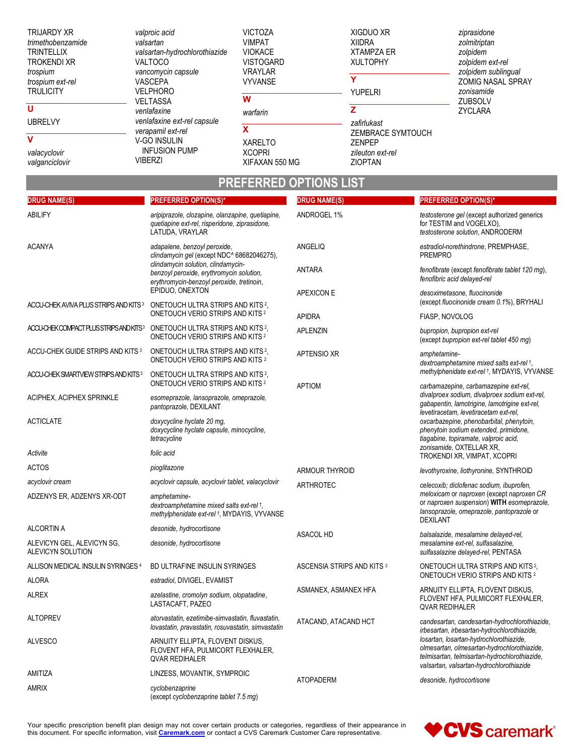TRIJARDY XR
*trimethobenzamide*
TRINTELLIX
TROKENDI XR
*trospium*
*trospium ext-rel*
TRULICITY

**U**

UBRELVY

**V**

*valacyclovir*
*valganciclovir*
*valproic acid*
*valsartan*
*valsartan-hydrochlorothiazide*
VALTOCO
*vancomycin capsule*
VASCEPA
VELPHORO
VELTASSA
*venlafaxine*
*venlafaxine ext-rel capsule*
*verapamil ext-rel*
V-GO INSULIN INFUSION PUMP
VIBERZI
VICTOZA
VIMPAT
VIOKACE
VISTOGARD
VRAYLAR
VYVANSE

**W**

*warfarin*

**X**

XARELTO
XCOPRI
XIFAXAN 550 MG
XIGDUO XR
XIIDRA
XTAMPZA ER
XULTOPHY

**Y**

YUPELRI

**Z**

*zafirlukast*
ZEMBRACE SYMTOUCH
ZENPEP
*zileuton ext-rel*
ZIOPTAN
*ziprasidone*
*zolmitriptan*
*zolpidem*
*zolpidem ext-rel*
*zolpidem sublingual*
ZOMIG NASAL SPRAY
*zonisamide*
ZUBSOLV
ZYCLARA

# PREFERRED OPTIONS LIST

| DRUG NAME(S) | PREFERRED OPTION(S)* |
|---|---|
| ABILIFY | *aripiprazole, clozapine, olanzapine, quetiapine, quetiapine ext-rel, risperidone, ziprasidone,* LATUDA, VRAYLAR |
| ACANYA | *adapalene, benzoyl peroxide, clindamycin gel* (except NDC^ 68682046275), *clindamycin solution, clindamycin-benzoyl peroxide, erythromycin solution, erythromycin-benzoyl peroxide, tretinoin,* EPIDUO, ONEXTON |
| ACCU-CHEK AVIVA PLUS STRIPS AND KITS [3] | ONETOUCH ULTRA STRIPS AND KITS [2], ONETOUCH VERIO STRIPS AND KITS [2] |
| ACCU-CHEK COMPACT PLUS STRIPS AND KITS [3] | ONETOUCH ULTRA STRIPS AND KITS [2], ONETOUCH VERIO STRIPS AND KITS [2] |
| ACCU-CHEK GUIDE STRIPS AND KITS [3] | ONETOUCH ULTRA STRIPS AND KITS [2], ONETOUCH VERIO STRIPS AND KITS [2] |
| ACCU-CHEK SMARTVIEW STRIPS AND KITS [3] | ONETOUCH ULTRA STRIPS AND KITS [2], ONETOUCH VERIO STRIPS AND KITS [2] |
| ACIPHEX, ACIPHEX SPRINKLE | *esomeprazole, lansoprazole, omeprazole, pantoprazole,* DEXILANT |
| ACTICLATE | *doxycycline hyclate 20 mg, doxycycline hyclate capsule, minocycline, tetracycline* |
| *Activite* | *folic acid* |
| ACTOS | *pioglitazone* |
| *acyclovir cream* | *acyclovir capsule, acyclovir tablet, valacyclovir* |
| ADZENYS ER, ADZENYS XR-ODT | *amphetamine-dextroamphetamine mixed salts ext-rel* †, *methylphenidate ext-rel* †, MYDAYIS, VYVANSE |
| ALCORTIN A | *desonide, hydrocortisone* |
| ALEVICYN GEL, ALEVICYN SG, ALEVICYN SOLUTION | *desonide, hydrocortisone* |
| ALLISON MEDICAL INSULIN SYRINGES [4] | BD ULTRAFINE INSULIN SYRINGES |
| ALORA | *estradiol,* DIVIGEL, EVAMIST |
| ALREX | *azelastine, cromolyn sodium, olopatadine,* LASTACAFT, PAZEO |
| ALTOPREV | *atorvastatin, ezetimibe-simvastatin, fluvastatin, lovastatin, pravastatin, rosuvastatin, simvastatin* |
| ALVESCO | ARNUITY ELLIPTA, FLOVENT DISKUS, FLOVENT HFA, PULMICORT FLEXHALER, QVAR REDIHALER |
| AMITIZA | LINZESS, MOVANTIK, SYMPROIC |
| AMRIX | *cyclobenzaprine* (except *cyclobenzaprine tablet 7.5 mg*) |
| ANDROGEL 1% | *testosterone gel* (except authorized generics for TESTIM and VOGELXO), *testosterone solution,* ANDRODERM |
| ANGELIQ | *estradiol-norethindrone,* PREMPHASE, PREMPRO |
| ANTARA | *fenofibrate* (except *fenofibrate tablet 120 mg*), *fenofibric acid delayed-rel* |
| APEXICON E | *desoximetasone, fluocinonide* (except *fluocinonide cream 0.1%*), BRYHALI |
| APIDRA | FIASP, NOVOLOG |
| APLENZIN | *bupropion, bupropion ext-rel* (except *bupropion ext-rel tablet 450 mg*) |
| APTENSIO XR | *amphetamine-dextroamphetamine mixed salts ext-rel* †, *methylphenidate ext-rel* †, MYDAYIS, VYVANSE |
| APTIOM | *carbamazepine, carbamazepine ext-rel, divalproex sodium, divalproex sodium ext-rel, gabapentin, lamotrigine, lamotrigine ext-rel, levetiracetam, levetiracetam ext-rel, oxcarbazepine, phenobarbital, phenytoin, phenytoin sodium extended, primidone, tiagabine, topiramate, valproic acid, zonisamide,* OXTELLAR XR, TROKENDI XR, VIMPAT, XCOPRI |
| ARMOUR THYROID | *levothyroxine, liothyronine,* SYNTHROID |
| ARTHROTEC | *celecoxib; diclofenac sodium, ibuprofen, meloxicam* or *naproxen* (except *naproxen CR* or *naproxen suspension*) **WITH** *esomeprazole, lansoprazole, omeprazole, pantoprazole* or DEXILANT |
| ASACOL HD | *balsalazide, mesalamine delayed-rel, mesalamine ext-rel, sulfasalazine, sulfasalazine delayed-rel,* PENTASA |
| ASCENSIA STRIPS AND KITS [3] | ONETOUCH ULTRA STRIPS AND KITS [2], ONETOUCH VERIO STRIPS AND KITS [2] |
| ASMANEX, ASMANEX HFA | ARNUITY ELLIPTA, FLOVENT DISKUS, FLOVENT HFA, PULMICORT FLEXHALER, QVAR REDIHALER |
| ATACAND, ATACAND HCT | *candesartan, candesartan-hydrochlorothiazide, irbesartan, irbesartan-hydrochlorothiazide, losartan, losartan-hydrochlorothiazide, olmesartan, olmesartan-hydrochlorothiazide, telmisartan, telmisartan-hydrochlorothiazide, valsartan, valsartan-hydrochlorothiazide* |
| ATOPADERM | *desonide, hydrocortisone* |

Your specific prescription benefit plan design may not cover certain products or categories, regardless of their appearance in this document. For specific information, visit **Caremark.com** or contact a CVS Caremark Customer Care representative.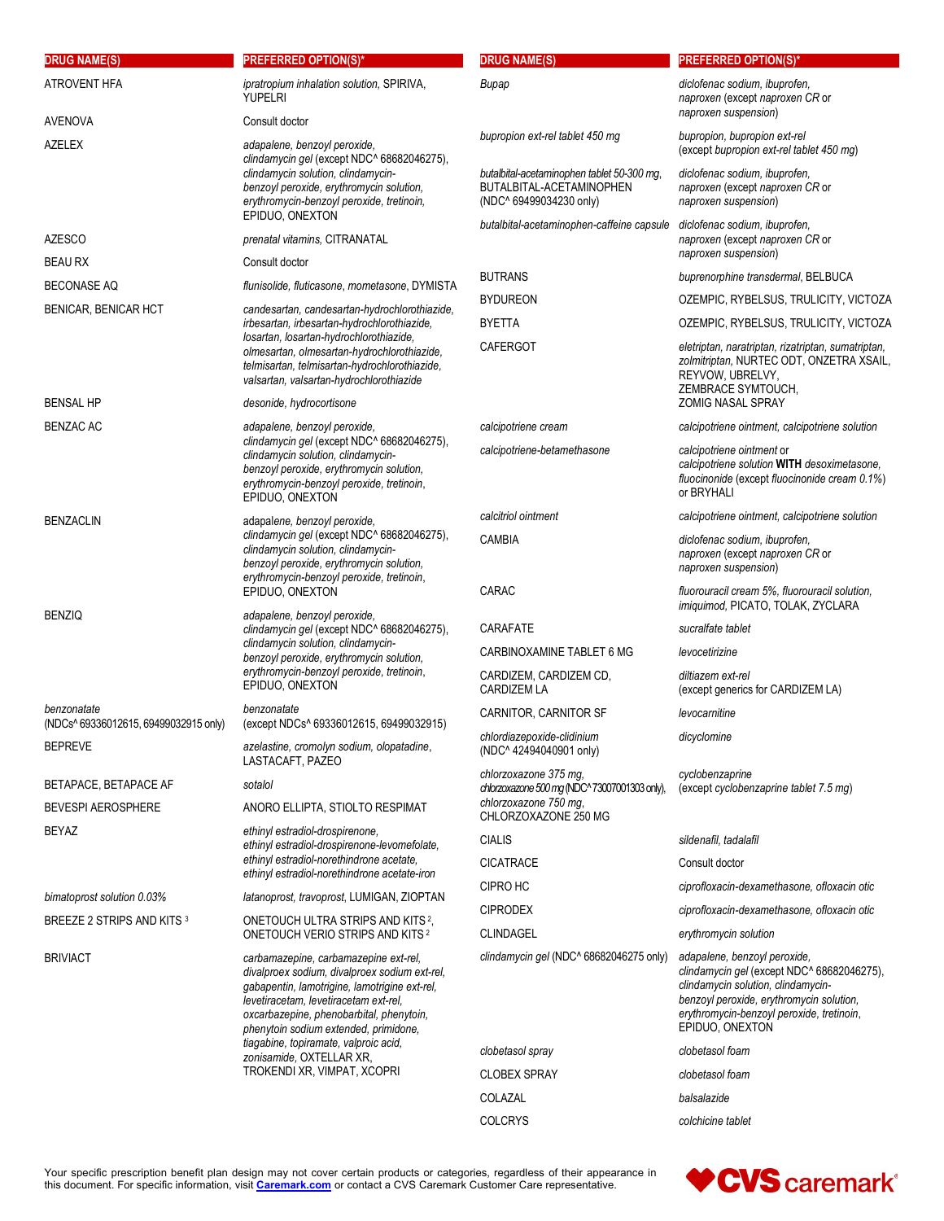| DRUG NAME(S) | PREFERRED OPTION(S)* |
|---|---|
| ATROVENT HFA | *ipratropium inhalation solution*, SPIRIVA, YUPELRI |
| AVENOVA | Consult doctor |
| AZELEX | *adapalene, benzoyl peroxide, clindamycin gel* (except NDC^ 68682046275), *clindamycin solution, clindamycin-benzoyl peroxide, erythromycin solution, erythromycin-benzoyl peroxide, tretinoin*, EPIDUO, ONEXTON |
| AZESCO | *prenatal vitamins*, CITRANATAL |
| BEAU RX | Consult doctor |
| BECONASE AQ | *flunisolide, fluticasone, mometasone*, DYMISTA |
| BENICAR, BENICAR HCT | *candesartan, candesartan-hydrochlorothiazide, irbesartan, irbesartan-hydrochlorothiazide, losartan, losartan-hydrochlorothiazide, olmesartan, olmesartan-hydrochlorothiazide, telmisartan, telmisartan-hydrochlorothiazide, valsartan, valsartan-hydrochlorothiazide* |
| BENSAL HP | *desonide, hydrocortisone* |
| BENZAC AC | *adapalene, benzoyl peroxide, clindamycin gel* (except NDC^ 68682046275), *clindamycin solution, clindamycin-benzoyl peroxide, erythromycin solution, erythromycin-benzoyl peroxide, tretinoin*, EPIDUO, ONEXTON |
| BENZACLIN | *adapalene, benzoyl peroxide, clindamycin gel* (except NDC^ 68682046275), *clindamycin solution, clindamycin-benzoyl peroxide, erythromycin solution, erythromycin-benzoyl peroxide, tretinoin*, EPIDUO, ONEXTON |
| BENZIQ | *adapalene, benzoyl peroxide, clindamycin gel* (except NDC^ 68682046275), *clindamycin solution, clindamycin-benzoyl peroxide, erythromycin solution, erythromycin-benzoyl peroxide, tretinoin*, EPIDUO, ONEXTON |
| *benzonatate* (NDCs^ 69336012615, 69499032915 only) | *benzonatate* (except NDCs^ 69336012615, 69499032915) |
| BEPREVE | *azelastine, cromolyn sodium, olopatadine*, LASTACAFT, PAZEO |
| BETAPACE, BETAPACE AF | *sotalol* |
| BEVESPI AEROSPHERE | ANORO ELLIPTA, STIOLTO RESPIMAT |
| BEYAZ | *ethinyl estradiol-drospirenone, ethinyl estradiol-drospirenone-levomefolate, ethinyl estradiol-norethindrone acetate, ethinyl estradiol-norethindrone acetate-iron* |
| *bimatoprost solution 0.03%* | *latanoprost, travoprost*, LUMIGAN, ZIOPTAN |
| BREEZE 2 STRIPS AND KITS [3] | ONETOUCH ULTRA STRIPS AND KITS [2], ONETOUCH VERIO STRIPS AND KITS [2] |
| BRIVIACT | *carbamazepine, carbamazepine ext-rel, divalproex sodium, divalproex sodium ext-rel, gabapentin, lamotrigine, lamotrigine ext-rel, levetiracetam, levetiracetam ext-rel, oxcarbazepine, phenobarbital, phenytoin, phenytoin sodium extended, primidone, tiagabine, topiramate, valproic acid, zonisamide*, OXTELLAR XR, TROKENDI XR, VIMPAT, XCOPRI |
| *Bupap* | *diclofenac sodium, ibuprofen, naproxen* (except *naproxen CR* or *naproxen suspension*) |
| *bupropion ext-rel tablet 450 mg* | *bupropion, bupropion ext-rel* (except *bupropion ext-rel tablet 450 mg*) |
| *butalbital-acetaminophen tablet 50-300 mg*, BUTALBITAL-ACETAMINOPHEN (NDC^ 69499034230 only) | *diclofenac sodium, ibuprofen, naproxen* (except *naproxen CR* or *naproxen suspension*) |
| *butalbital-acetaminophen-caffeine capsule* | *diclofenac sodium, ibuprofen, naproxen* (except *naproxen CR* or *naproxen suspension*) |
| BUTRANS | *buprenorphine transdermal*, BELBUCA |
| BYDUREON | OZEMPIC, RYBELSUS, TRULICITY, VICTOZA |
| BYETTA | OZEMPIC, RYBELSUS, TRULICITY, VICTOZA |
| CAFERGOT | *eletriptan, naratriptan, rizatriptan, sumatriptan, zolmitriptan*, NURTEC ODT, ONZETRA XSAIL, REYVOW, UBRELVY, ZEMBRACE SYMTOUCH, ZOMIG NASAL SPRAY |
| *calcipotriene cream* | *calcipotriene ointment, calcipotriene solution* |
| *calcipotriene-betamethasone* | *calcipotriene ointment* or *calcipotriene solution* **WITH** *desoximetasone, fluocinonide* (except *fluocinonide cream 0.1%*) or BRYHALI |
| *calcitriol ointment* | *calcipotriene ointment, calcipotriene solution* |
| CAMBIA | *diclofenac sodium, ibuprofen, naproxen* (except *naproxen CR* or *naproxen suspension*) |
| CARAC | *fluorouracil cream 5%, fluorouracil solution, imiquimod*, PICATO, TOLAK, ZYCLARA |
| CARAFATE | *sucralfate tablet* |
| CARBINOXAMINE TABLET 6 MG | *levocetirizine* |
| CARDIZEM, CARDIZEM CD, CARDIZEM LA | *diltiazem ext-rel* (except generics for CARDIZEM LA) |
| CARNITOR, CARNITOR SF | *levocarnitine* |
| *chlordiazepoxide-clidinium* (NDC^ 42494040901 only) | *dicyclomine* |
| *chlorzoxazone 375 mg, chlorzoxazone 500 mg* (NDC^ 73007001303 only), *chlorzoxazone 750 mg*, CHLORZOXAZONE 250 MG | *cyclobenzaprine* (except *cyclobenzaprine tablet 7.5 mg*) |
| CIALIS | *sildenafil, tadalafil* |
| CICATRACE | Consult doctor |
| CIPRO HC | *ciprofloxacin-dexamethasone, ofloxacin otic* |
| CIPRODEX | *ciprofloxacin-dexamethasone, ofloxacin otic* |
| CLINDAGEL | *erythromycin solution* |
| *clindamycin gel* (NDC^ 68682046275 only) | *adapalene, benzoyl peroxide, clindamycin gel* (except NDC^ 68682046275), *clindamycin solution, clindamycin-benzoyl peroxide, erythromycin solution, erythromycin-benzoyl peroxide, tretinoin*, EPIDUO, ONEXTON |
| *clobetasol spray* | *clobetasol foam* |
| CLOBEX SPRAY | *clobetasol foam* |
| COLAZAL | *balsalazide* |
| COLCRYS | *colchicine tablet* |

Your specific prescription benefit plan design may not cover certain products or categories, regardless of their appearance in this document. For specific information, visit Caremark.com or contact a CVS Caremark Customer Care representative.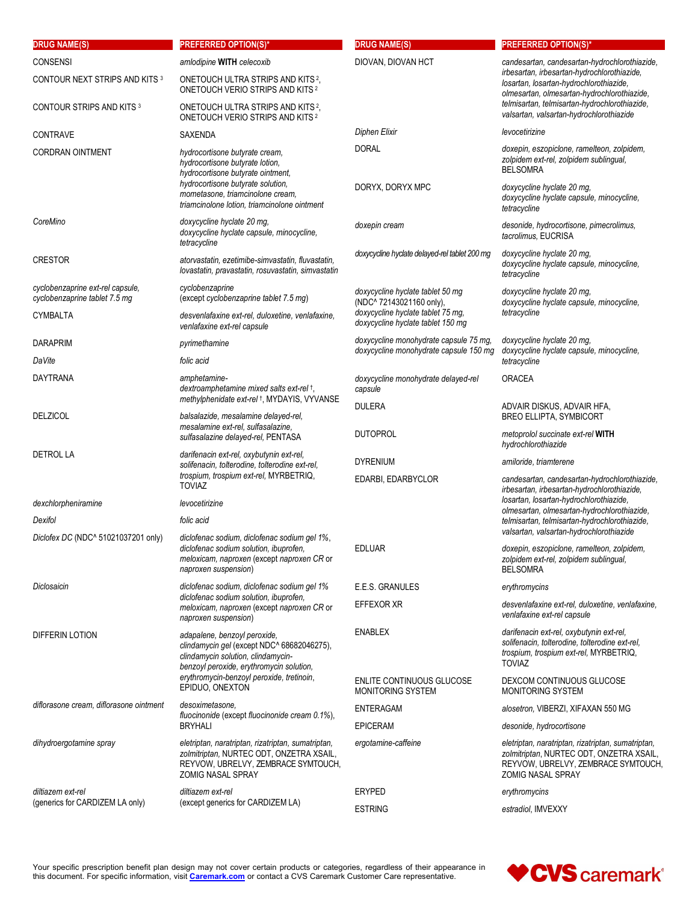| DRUG NAME(S) | PREFERRED OPTION(S)* |
|---|---|
| CONSENSI | *amlodipine* **WITH** *celecoxib* |
| CONTOUR NEXT STRIPS AND KITS [3] | ONETOUCH ULTRA STRIPS AND KITS [2], ONETOUCH VERIO STRIPS AND KITS [2] |
| CONTOUR STRIPS AND KITS [3] | ONETOUCH ULTRA STRIPS AND KITS [2], ONETOUCH VERIO STRIPS AND KITS [2] |
| CONTRAVE | SAXENDA |
| CORDRAN OINTMENT | *hydrocortisone butyrate cream, hydrocortisone butyrate lotion, hydrocortisone butyrate ointment, hydrocortisone butyrate solution, mometasone, triamcinolone cream, triamcinolone lotion, triamcinolone ointment* |
| *CoreMino* | *doxycycline hyclate 20 mg, doxycycline hyclate capsule, minocycline, tetracycline* |
| CRESTOR | *atorvastatin, ezetimibe-simvastatin, fluvastatin, lovastatin, pravastatin, rosuvastatin, simvastatin* |
| *cyclobenzaprine ext-rel capsule, cyclobenzaprine tablet 7.5 mg* | *cyclobenzaprine* (except *cyclobenzaprine tablet 7.5 mg*) |
| CYMBALTA | *desvenlafaxine ext-rel, duloxetine, venlafaxine, venlafaxine ext-rel capsule* |
| DARAPRIM | *pyrimethamine* |
| *DaVite* | *folic acid* |
| DAYTRANA | *amphetamine-dextroamphetamine mixed salts ext-rel* †, *methylphenidate ext-rel* †, MYDAYIS, VYVANSE |
| DELZICOL | *balsalazide, mesalamine delayed-rel, mesalamine ext-rel, sulfasalazine, sulfasalazine delayed-rel*, PENTASA |
| DETROL LA | *darifenacin ext-rel, oxybutynin ext-rel, solifenacin, tolterodine, tolterodine ext-rel, trospium, trospium ext-rel*, MYRBETRIQ, TOVIAZ |
| *dexchlorpheniramine* | *levocetirizine* |
| *Dexifol* | *folic acid* |
| *Diclofex DC* (NDC^ 51021037201 only) | *diclofenac sodium, diclofenac sodium gel 1%, diclofenac sodium solution, ibuprofen, meloxicam, naproxen* (except *naproxen CR* or *naproxen suspension*) |
| *Diclosaicin* | *diclofenac sodium, diclofenac sodium gel 1% diclofenac sodium solution, ibuprofen, meloxicam, naproxen* (except *naproxen CR* or *naproxen suspension*) |
| DIFFERIN LOTION | *adapalene, benzoyl peroxide, clindamycin gel* (except NDC^ 68682046275), *clindamycin solution, clindamycin-benzoyl peroxide, erythromycin solution, erythromycin-benzoyl peroxide, tretinoin*, EPIDUO, ONEXTON |
| *diflorasone cream, diflorasone ointment* | *desoximetasone, fluocinonide* (except *fluocinonide cream 0.1%*), BRYHALI |
| *dihydroergotamine spray* | *eletriptan, naratriptan, rizatriptan, sumatriptan, zolmitriptan*, NURTEC ODT, ONZETRA XSAIL, REYVOW, UBRELVY, ZEMBRACE SYMTOUCH, ZOMIG NASAL SPRAY |
| *diltiazem ext-rel* (generics for CARDIZEM LA only) | *diltiazem ext-rel* (except generics for CARDIZEM LA) |
| DIOVAN, DIOVAN HCT | *candesartan, candesartan-hydrochlorothiazide, irbesartan, irbesartan-hydrochlorothiazide, losartan, losartan-hydrochlorothiazide, olmesartan, olmesartan-hydrochlorothiazide, telmisartan, telmisartan-hydrochlorothiazide, valsartan, valsartan-hydrochlorothiazide* |
| *Diphen Elixir* | *levocetirizine* |
| DORAL | *doxepin, eszopiclone, ramelteon, zolpidem, zolpidem ext-rel, zolpidem sublingual*, BELSOMRA |
| DORYX, DORYX MPC | *doxycycline hyclate 20 mg, doxycycline hyclate capsule, minocycline, tetracycline* |
| *doxepin cream* | *desonide, hydrocortisone, pimecrolimus, tacrolimus*, EUCRISA |
| *doxycycline hyclate delayed-rel tablet 200 mg* | *doxycycline hyclate 20 mg, doxycycline hyclate capsule, minocycline, tetracycline* |
| *doxycycline hyclate tablet 50 mg* (NDC^ 72143021160 only), *doxycycline hyclate tablet 75 mg, doxycycline hyclate tablet 150 mg* | *doxycycline hyclate 20 mg, doxycycline hyclate capsule, minocycline, tetracycline* |
| *doxycycline monohydrate capsule 75 mg, doxycycline monohydrate capsule 150 mg* | *doxycycline hyclate 20 mg, doxycycline hyclate capsule, minocycline, tetracycline* |
| *doxycycline monohydrate delayed-rel capsule* | ORACEA |
| DULERA | ADVAIR DISKUS, ADVAIR HFA, BREO ELLIPTA, SYMBICORT |
| DUTOPROL | *metoprolol succinate ext-rel* **WITH** *hydrochlorothiazide* |
| DYRENIUM | *amiloride, triamterene* |
| EDARBI, EDARBYCLOR | *candesartan, candesartan-hydrochlorothiazide, irbesartan, irbesartan-hydrochlorothiazide, losartan, losartan-hydrochlorothiazide, olmesartan, olmesartan-hydrochlorothiazide, telmisartan, telmisartan-hydrochlorothiazide, valsartan, valsartan-hydrochlorothiazide* |
| EDLUAR | *doxepin, eszopiclone, ramelteon, zolpidem, zolpidem ext-rel, zolpidem sublingual*, BELSOMRA |
| E.E.S. GRANULES | *erythromycins* |
| EFFEXOR XR | *desvenlafaxine ext-rel, duloxetine, venlafaxine, venlafaxine ext-rel capsule* |
| ENABLEX | *darifenacin ext-rel, oxybutynin ext-rel, solifenacin, tolterodine, tolterodine ext-rel, trospium, trospium ext-rel*, MYRBETRIQ, TOVIAZ |
| ENLITE CONTINUOUS GLUCOSE MONITORING SYSTEM | DEXCOM CONTINUOUS GLUCOSE MONITORING SYSTEM |
| ENTERAGAM | *alosetron*, VIBERZI, XIFAXAN 550 MG |
| EPICERAM | *desonide, hydrocortisone* |
| *ergotamine-caffeine* | *eletriptan, naratriptan, rizatriptan, sumatriptan, zolmitriptan*, NURTEC ODT, ONZETRA XSAIL, REYVOW, UBRELVY, ZEMBRACE SYMTOUCH, ZOMIG NASAL SPRAY |
| ERYPED | *erythromycins* |
| ESTRING | *estradiol*, IMVEXXY |

Your specific prescription benefit plan design may not cover certain products or categories, regardless of their appearance in this document. For specific information, visit [Caremark.com](https://www.caremark.com) or contact a CVS Caremark Customer Care representative.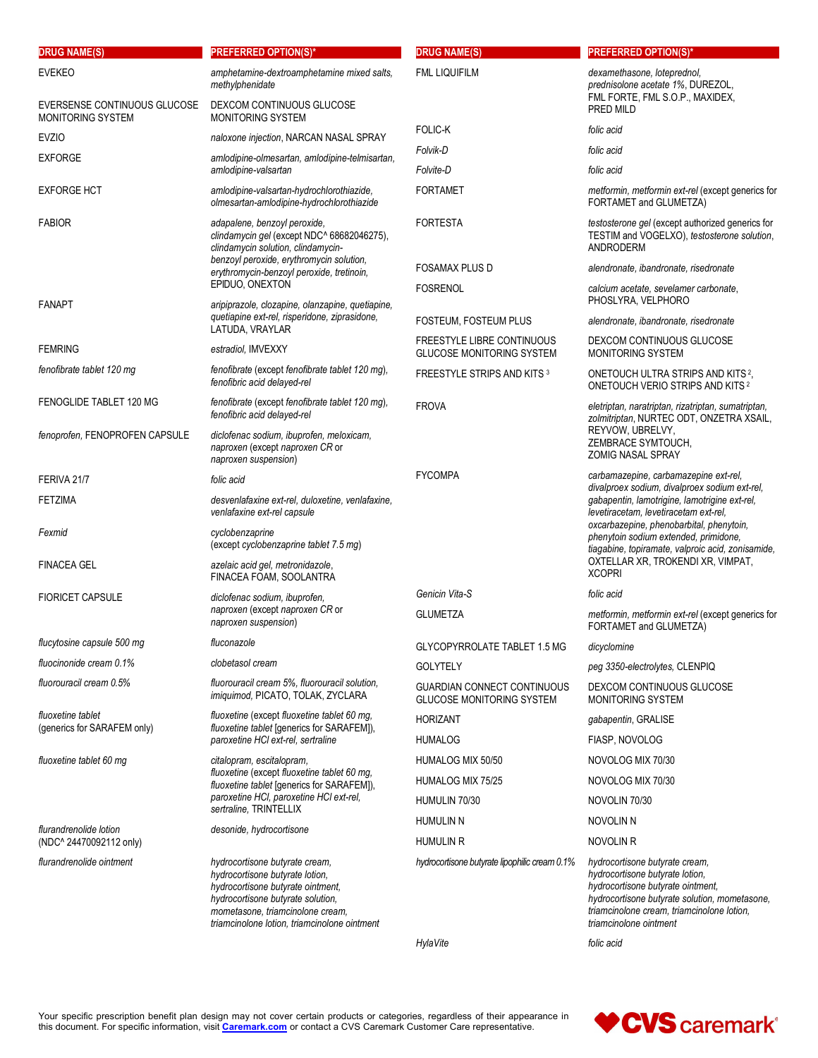| DRUG NAME(S) | PREFERRED OPTION(S)* |
|---|---|
| EVEKEO | *amphetamine-dextroamphetamine mixed salts, methylphenidate* |
| EVERSENSE CONTINUOUS GLUCOSE MONITORING SYSTEM | DEXCOM CONTINUOUS GLUCOSE MONITORING SYSTEM |
| EVZIO | *naloxone injection*, NARCAN NASAL SPRAY |
| EXFORGE | *amlodipine-olmesartan, amlodipine-telmisartan, amlodipine-valsartan* |
| EXFORGE HCT | *amlodipine-valsartan-hydrochlorothiazide, olmesartan-amlodipine-hydrochlorothiazide* |
| FABIOR | *adapalene, benzoyl peroxide, clindamycin gel* (except NDC^ 68682046275), *clindamycin solution, clindamycin-benzoyl peroxide, erythromycin solution, erythromycin-benzoyl peroxide, tretinoin,* EPIDUO, ONEXTON |
| FANAPT | *aripiprazole, clozapine, olanzapine, quetiapine, quetiapine ext-rel, risperidone, ziprasidone,* LATUDA, VRAYLAR |
| FEMRING | *estradiol*, IMVEXXY |
| *fenofibrate tablet 120 mg* | *fenofibrate* (except *fenofibrate tablet 120 mg*), *fenofibric acid delayed-rel* |
| FENOGLIDE TABLET 120 MG | *fenofibrate* (except *fenofibrate tablet 120 mg*), *fenofibric acid delayed-rel* |
| *fenoprofen*, FENOPROFEN CAPSULE | *diclofenac sodium, ibuprofen, meloxicam, naproxen* (except *naproxen CR* or *naproxen suspension*) |
| FERIVA 21/7 | *folic acid* |
| FETZIMA | *desvenlafaxine ext-rel, duloxetine, venlafaxine, venlafaxine ext-rel capsule* |
| *Fexmid* | *cyclobenzaprine* (except *cyclobenzaprine tablet 7.5 mg*) |
| FINACEA GEL | *azelaic acid gel, metronidazole,* FINACEA FOAM, SOOLANTRA |
| FIORICET CAPSULE | *diclofenac sodium, ibuprofen, naproxen* (except *naproxen CR* or *naproxen suspension*) |
| *flucytosine capsule 500 mg* | *fluconazole* |
| *fluocinonide cream 0.1%* | *clobetasol cream* |
| *fluorouracil cream 0.5%* | *fluorouracil cream 5%, fluorouracil solution, imiquimod,* PICATO, TOLAK, ZYCLARA |
| *fluoxetine tablet* (generics for SARAFEM only) | *fluoxetine* (except *fluoxetine tablet 60 mg, fluoxetine tablet* [generics for SARAFEM]), *paroxetine HCl ext-rel, sertraline* |
| *fluoxetine tablet 60 mg* | *citalopram, escitalopram, fluoxetine* (except *fluoxetine tablet 60 mg, fluoxetine tablet* [generics for SARAFEM]), *paroxetine HCl, paroxetine HCl ext-rel, sertraline,* TRINTELLIX |
| *flurandrenolide lotion* (NDC^ 24470092112 only) | *desonide, hydrocortisone* |
| *flurandrenolide ointment* | *hydrocortisone butyrate cream, hydrocortisone butyrate lotion, hydrocortisone butyrate ointment, hydrocortisone butyrate solution, mometasone, triamcinolone cream, triamcinolone lotion, triamcinolone ointment* |
| FML LIQUIFILM | *dexamethasone, loteprednol, prednisolone acetate 1%,* DUREZOL, FML FORTE, FML S.O.P., MAXIDEX, PRED MILD |
| FOLIC-K | *folic acid* |
| *Folvik-D* | *folic acid* |
| *Folvite-D* | *folic acid* |
| FORTAMET | *metformin, metformin ext-rel* (except generics for FORTAMET and GLUMETZA) |
| FORTESTA | *testosterone gel* (except authorized generics for TESTIM and VOGELXO), *testosterone solution,* ANDRODERM |
| FOSAMAX PLUS D | *alendronate, ibandronate, risedronate* |
| FOSRENOL | *calcium acetate, sevelamer carbonate,* PHOSLYRA, VELPHORO |
| FOSTEUM, FOSTEUM PLUS | *alendronate, ibandronate, risedronate* |
| FREESTYLE LIBRE CONTINUOUS GLUCOSE MONITORING SYSTEM | DEXCOM CONTINUOUS GLUCOSE MONITORING SYSTEM |
| FREESTYLE STRIPS AND KITS [3] | ONETOUCH ULTRA STRIPS AND KITS [2], ONETOUCH VERIO STRIPS AND KITS [2] |
| FROVA | *eletriptan, naratriptan, rizatriptan, sumatriptan, zolmitriptan,* NURTEC ODT, ONZETRA XSAIL, REYVOW, UBRELVY, ZEMBRACE SYMTOUCH, ZOMIG NASAL SPRAY |
| FYCOMPA | *carbamazepine, carbamazepine ext-rel, divalproex sodium, divalproex sodium ext-rel, gabapentin, lamotrigine, lamotrigine ext-rel, levetiracetam, levetiracetam ext-rel, oxcarbazepine, phenobarbital, phenytoin, phenytoin sodium extended, primidone, tiagabine, topiramate, valproic acid, zonisamide,* OXTELLAR XR, TROKENDI XR, VIMPAT, XCOPRI |
| *Genicin Vita-S* | *folic acid* |
| GLUMETZA | *metformin, metformin ext-rel* (except generics for FORTAMET and GLUMETZA) |
| GLYCOPYRROLATE TABLET 1.5 MG | *dicyclomine* |
| GOLYTELY | *peg 3350-electrolytes,* CLENPIQ |
| GUARDIAN CONNECT CONTINUOUS GLUCOSE MONITORING SYSTEM | DEXCOM CONTINUOUS GLUCOSE MONITORING SYSTEM |
| HORIZANT | *gabapentin,* GRALISE |
| HUMALOG | FIASP, NOVOLOG |
| HUMALOG MIX 50/50 | NOVOLOG MIX 70/30 |
| HUMALOG MIX 75/25 | NOVOLOG MIX 70/30 |
| HUMULIN 70/30 | NOVOLIN 70/30 |
| HUMULIN N | NOVOLIN N |
| HUMULIN R | NOVOLIN R |
| *hydrocortisone butyrate lipophilic cream 0.1%* | *hydrocortisone butyrate cream, hydrocortisone butyrate lotion, hydrocortisone butyrate ointment, hydrocortisone butyrate solution, mometasone, triamcinolone cream, triamcinolone lotion, triamcinolone ointment* |
| *HylaVite* | *folic acid* |

Your specific prescription benefit plan design may not cover certain products or categories, regardless of their appearance in this document. For specific information, visit **Caremark.com** or contact a CVS Caremark Customer Care representative.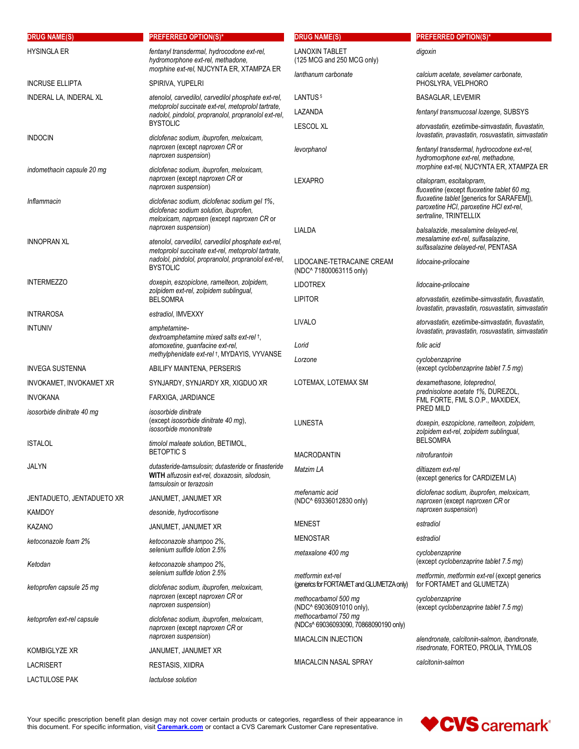| DRUG NAME(S) | PREFERRED OPTION(S)* |
|---|---|
| HYSINGLA ER | *fentanyl transdermal, hydrocodone ext-rel, hydromorphone ext-rel, methadone, morphine ext-rel,* NUCYNTA ER, XTAMPZA ER |
| INCRUSE ELLIPTA | SPIRIVA, YUPELRI |
| INDERAL LA, INDERAL XL | *atenolol, carvedilol, carvedilol phosphate ext-rel, metoprolol succinate ext-rel, metoprolol tartrate, nadolol, pindolol, propranolol, propranolol ext-rel,* BYSTOLIC |
| INDOCIN | *diclofenac sodium, ibuprofen, meloxicam, naproxen* (except *naproxen CR* or *naproxen suspension*) |
| *indomethacin capsule 20 mg* | *diclofenac sodium, ibuprofen, meloxicam, naproxen* (except *naproxen CR* or *naproxen suspension*) |
| *Inflammacin* | *diclofenac sodium, diclofenac sodium gel 1%, diclofenac sodium solution, ibuprofen, meloxicam, naproxen* (except *naproxen CR* or *naproxen suspension*) |
| INNOPRAN XL | *atenolol, carvedilol, carvedilol phosphate ext-rel, metoprolol succinate ext-rel, metoprolol tartrate, nadolol, pindolol, propranolol, propranolol ext-rel,* BYSTOLIC |
| INTERMEZZO | *doxepin, eszopiclone, ramelteon, zolpidem, zolpidem ext-rel, zolpidem sublingual,* BELSOMRA |
| INTRAROSA | *estradiol,* IMVEXXY |
| INTUNIV | *amphetamine-dextroamphetamine mixed salts ext-rel* †, *atomoxetine, guanfacine ext-rel, methylphenidate ext-rel* †, MYDAYIS, VYVANSE |
| INVEGA SUSTENNA | ABILIFY MAINTENA, PERSERIS |
| INVOKAMET, INVOKAMET XR | SYNJARDY, SYNJARDY XR, XIGDUO XR |
| INVOKANA | FARXIGA, JARDIANCE |
| *isosorbide dinitrate 40 mg* | *isosorbide dinitrate* (except *isosorbide dinitrate 40 mg*), *isosorbide mononitrate* |
| ISTALOL | *timolol maleate solution,* BETIMOL, BETOPTIC S |
| JALYN | *dutasteride-tamsulosin; dutasteride* or *finasteride* **WITH** *alfuzosin ext-rel, doxazosin, silodosin, tamsulosin* or *terazosin* |
| JENTADUETO, JENTADUETO XR | JANUMET, JANUMET XR |
| KAMDOY | *desonide, hydrocortisone* |
| KAZANO | JANUMET, JANUMET XR |
| *ketoconazole foam 2%* | *ketoconazole shampoo 2%, selenium sulfide lotion 2.5%* |
| *Ketodan* | *ketoconazole shampoo 2%, selenium sulfide lotion 2.5%* |
| *ketoprofen capsule 25 mg* | *diclofenac sodium, ibuprofen, meloxicam, naproxen* (except *naproxen CR* or *naproxen suspension*) |
| *ketoprofen ext-rel capsule* | *diclofenac sodium, ibuprofen, meloxicam, naproxen* (except *naproxen CR* or *naproxen suspension*) |
| KOMBIGLYZE XR | JANUMET, JANUMET XR |
| LACRISERT | RESTASIS, XIIDRA |
| LACTULOSE PAK | *lactulose solution* |
| LANOXIN TABLET (125 MCG and 250 MCG only) | *digoxin* |
| *lanthanum carbonate* | *calcium acetate, sevelamer carbonate,* PHOSLYRA, VELPHORO |
| LANTUS [5] | BASAGLAR, LEVEMIR |
| LAZANDA | *fentanyl transmucosal lozenge,* SUBSYS |
| LESCOL XL | *atorvastatin, ezetimibe-simvastatin, fluvastatin, lovastatin, pravastatin, rosuvastatin, simvastatin* |
| *levorphanol* | *fentanyl transdermal, hydrocodone ext-rel, hydromorphone ext-rel, methadone, morphine ext-rel,* NUCYNTA ER, XTAMPZA ER |
| LEXAPRO | *citalopram, escitalopram, fluoxetine* (except *fluoxetine tablet 60 mg, fluoxetine tablet* [generics for SARAFEM]), *paroxetine HCl, paroxetine HCl ext-rel, sertraline,* TRINTELLIX |
| LIALDA | *balsalazide, mesalamine delayed-rel, mesalamine ext-rel, sulfasalazine, sulfasalazine delayed-rel,* PENTASA |
| LIDOCAINE-TETRACAINE CREAM (NDC^ 71800063115 only) | *lidocaine-prilocaine* |
| LIDOTREX | *lidocaine-prilocaine* |
| LIPITOR | *atorvastatin, ezetimibe-simvastatin, fluvastatin, lovastatin, pravastatin, rosuvastatin, simvastatin* |
| LIVALO | *atorvastatin, ezetimibe-simvastatin, fluvastatin, lovastatin, pravastatin, rosuvastatin, simvastatin* |
| *Lorid* | *folic acid* |
| *Lorzone* | *cyclobenzaprine* (except *cyclobenzaprine tablet 7.5 mg*) |
| LOTEMAX, LOTEMAX SM | *dexamethasone, loteprednol, prednisolone acetate 1%,* DUREZOL, FML FORTE, FML S.O.P., MAXIDEX, PRED MILD |
| LUNESTA | *doxepin, eszopiclone, ramelteon, zolpidem, zolpidem ext-rel, zolpidem sublingual,* BELSOMRA |
| MACRODANTIN | *nitrofurantoin* |
| *Matzim LA* | *diltiazem ext-rel* (except generics for CARDIZEM LA) |
| *mefenamic acid* (NDC^ 69336012830 only) | *diclofenac sodium, ibuprofen, meloxicam, naproxen* (except *naproxen CR* or *naproxen suspension*) |
| MENEST | *estradiol* |
| MENOSTAR | *estradiol* |
| *metaxalone 400 mg* | *cyclobenzaprine* (except *cyclobenzaprine tablet 7.5 mg*) |
| *metformin ext-rel* (generics for FORTAMET and GLUMETZA only) | *metformin, metformin ext-rel* (except generics for FORTAMET and GLUMETZA) |
| *methocarbamol 500 mg* (NDC^ 69036091010 only), *methocarbamol 750 mg* (NDCs^ 69036093090, 70868090190 only) | *cyclobenzaprine* (except *cyclobenzaprine tablet 7.5 mg*) |
| MIACALCIN INJECTION | *alendronate, calcitonin-salmon, ibandronate, risedronate,* FORTEO, PROLIA, TYMLOS |
| MIACALCIN NASAL SPRAY | *calcitonin-salmon* |

Your specific prescription benefit plan design may not cover certain products or categories, regardless of their appearance in this document. For specific information, visit [Caremark.com](Caremark.com) or contact a CVS Caremark Customer Care representative.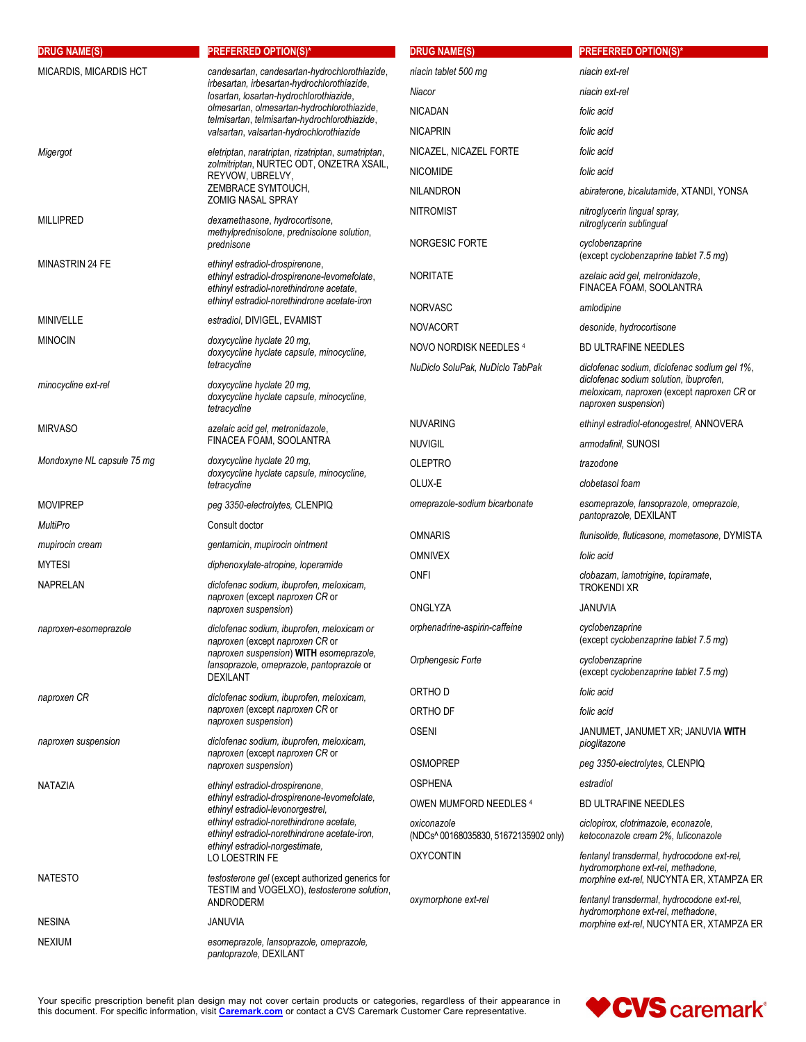| DRUG NAME(S) | PREFERRED OPTION(S)* |
|---|---|
| MICARDIS, MICARDIS HCT | *candesartan*, *candesartan-hydrochlorothiazide*, *irbesartan*, *irbesartan-hydrochlorothiazide*, *losartan*, *losartan-hydrochlorothiazide*, *olmesartan*, *olmesartan-hydrochlorothiazide*, *telmisartan*, *telmisartan-hydrochlorothiazide*, *valsartan*, *valsartan-hydrochlorothiazide* |
| *Migergot* | *eletriptan*, *naratriptan*, *rizatriptan*, *sumatriptan*, *zolmitriptan*, NURTEC ODT, ONZETRA XSAIL, REYVOW, UBRELVY, ZEMBRACE SYMTOUCH, ZOMIG NASAL SPRAY |
| MILLIPRED | *dexamethasone*, *hydrocortisone*, *methylprednisolone*, *prednisolone solution*, *prednisone* |
| MINASTRIN 24 FE | *ethinyl estradiol-drospirenone*, *ethinyl estradiol-drospirenone-levomefolate*, *ethinyl estradiol-norethindrone acetate*, *ethinyl estradiol-norethindrone acetate-iron* |
| MINIVELLE | *estradiol*, DIVIGEL, EVAMIST |
| MINOCIN | *doxycycline hyclate 20 mg*, *doxycycline hyclate capsule*, *minocycline*, *tetracycline* |
| *minocycline ext-rel* | *doxycycline hyclate 20 mg*, *doxycycline hyclate capsule*, *minocycline*, *tetracycline* |
| MIRVASO | *azelaic acid gel*, *metronidazole*, FINACEA FOAM, SOOLANTRA |
| *Mondoxyne NL capsule 75 mg* | *doxycycline hyclate 20 mg*, *doxycycline hyclate capsule*, *minocycline*, *tetracycline* |
| MOVIPREP | *peg 3350-electrolytes*, CLENPIQ |
| *MultiPro* | Consult doctor |
| *mupirocin cream* | *gentamicin*, *mupirocin ointment* |
| MYTESI | *diphenoxylate-atropine*, *loperamide* |
| NAPRELAN | *diclofenac sodium*, *ibuprofen*, *meloxicam*, *naproxen* (except *naproxen CR* or *naproxen suspension*) |
| *naproxen-esomeprazole* | *diclofenac sodium*, *ibuprofen*, *meloxicam or naproxen* (except *naproxen CR* or *naproxen suspension*) **WITH** *esomeprazole*, *lansoprazole*, *omeprazole*, *pantoprazole* or DEXILANT |
| *naproxen CR* | *diclofenac sodium*, *ibuprofen*, *meloxicam*, *naproxen* (except *naproxen CR* or *naproxen suspension*) |
| *naproxen suspension* | *diclofenac sodium*, *ibuprofen*, *meloxicam*, *naproxen* (except *naproxen CR* or *naproxen suspension*) |
| NATAZIA | *ethinyl estradiol-drospirenone*, *ethinyl estradiol-drospirenone-levomefolate*, *ethinyl estradiol-levonorgestrel*, *ethinyl estradiol-norethindrone acetate*, *ethinyl estradiol-norethindrone acetate-iron*, *ethinyl estradiol-norgestimate*, LO LOESTRIN FE |
| NATESTO | *testosterone gel* (except authorized generics for TESTIM and VOGELXO), *testosterone solution*, ANDRODERM |
| NESINA | JANUVIA |
| NEXIUM | *esomeprazole*, *lansoprazole*, *omeprazole*, *pantoprazole*, DEXILANT |
| *niacin tablet 500 mg* | *niacin ext-rel* |
| *Niacor* | *niacin ext-rel* |
| NICADAN | *folic acid* |
| NICAPRIN | *folic acid* |
| NICAZEL, NICAZEL FORTE | *folic acid* |
| NICOMIDE | *folic acid* |
| NILANDRON | *abiraterone*, *bicalutamide*, XTANDI, YONSA |
| NITROMIST | *nitroglycerin lingual spray*, *nitroglycerin sublingual* |
| NORGESIC FORTE | *cyclobenzaprine* (except *cyclobenzaprine tablet 7.5 mg*) |
| NORITATE | *azelaic acid gel*, *metronidazole*, FINACEA FOAM, SOOLANTRA |
| NORVASC | *amlodipine* |
| NOVACORT | *desonide*, *hydrocortisone* |
| NOVO NORDISK NEEDLES [4] | BD ULTRAFINE NEEDLES |
| *NuDiclo SoluPak*, *NuDiclo TabPak* | *diclofenac sodium*, *diclofenac sodium gel 1%*, *diclofenac sodium solution*, *ibuprofen*, *meloxicam*, *naproxen* (except *naproxen CR* or *naproxen suspension*) |
| NUVARING | *ethinyl estradiol-etonogestrel*, ANNOVERA |
| NUVIGIL | *armodafinil*, SUNOSI |
| OLEPTRO | *trazodone* |
| OLUX-E | *clobetasol foam* |
| *omeprazole-sodium bicarbonate* | *esomeprazole*, *lansoprazole*, *omeprazole*, *pantoprazole*, DEXILANT |
| OMNARIS | *flunisolide*, *fluticasone*, *mometasone*, DYMISTA |
| OMNIVEX | *folic acid* |
| ONFI | *clobazam*, *lamotrigine*, *topiramate*, TROKENDI XR |
| ONGLYZA | JANUVIA |
| *orphenadrine-aspirin-caffeine* | *cyclobenzaprine* (except *cyclobenzaprine tablet 7.5 mg*) |
| *Orphengesic Forte* | *cyclobenzaprine* (except *cyclobenzaprine tablet 7.5 mg*) |
| ORTHO D | *folic acid* |
| ORTHO DF | *folic acid* |
| OSENI | JANUMET, JANUMET XR; JANUVIA **WITH** *pioglitazone* |
| OSMOPREP | *peg 3350-electrolytes*, CLENPIQ |
| OSPHENA | *estradiol* |
| OWEN MUMFORD NEEDLES [4] | BD ULTRAFINE NEEDLES |
| *oxiconazole* (NDCs^ 00168035830, 51672135902 only) | *ciclopirox*, *clotrimazole*, *econazole*, *ketoconazole cream 2%*, *luliconazole* |
| OXYCONTIN | *fentanyl transdermal*, *hydrocodone ext-rel*, *hydromorphone ext-rel*, *methadone*, *morphine ext-rel*, NUCYNTA ER, XTAMPZA ER |
| *oxymorphone ext-rel* | *fentanyl transdermal*, *hydrocodone ext-rel*, *hydromorphone ext-rel*, *methadone*, *morphine ext-rel*, NUCYNTA ER, XTAMPZA ER |

Your specific prescription benefit plan design may not cover certain products or categories, regardless of their appearance in this document. For specific information, visit **Caremark.com** or contact a CVS Caremark Customer Care representative.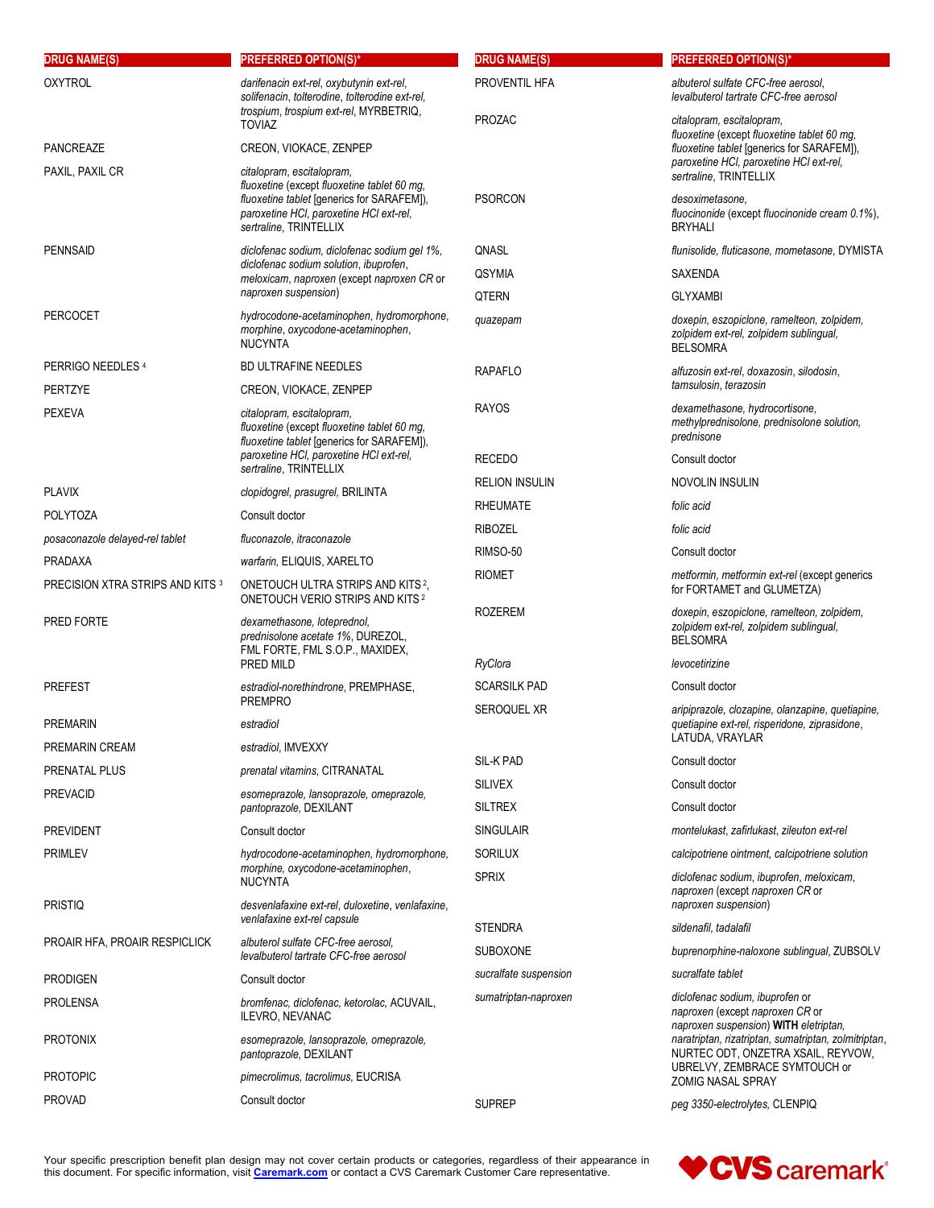| DRUG NAME(S) | PREFERRED OPTION(S)* |
|---|---|
| OXYTROL | *darifenacin ext-rel, oxybutynin ext-rel, solifenacin, tolterodine, tolterodine ext-rel, trospium, trospium ext-rel*, MYRBETRIQ, TOVIAZ |
| PANCREAZE | CREON, VIOKACE, ZENPEP |
| PAXIL, PAXIL CR | *citalopram, escitalopram, fluoxetine* (except *fluoxetine tablet 60 mg, fluoxetine tablet* [generics for SARAFEM]), *paroxetine HCl, paroxetine HCl ext-rel, sertraline*, TRINTELLIX |
| PENNSAID | *diclofenac sodium, diclofenac sodium gel 1%, diclofenac sodium solution, ibuprofen, meloxicam, naproxen* (except *naproxen CR* or *naproxen suspension*) |
| PERCOCET | *hydrocodone-acetaminophen, hydromorphone, morphine, oxycodone-acetaminophen*, NUCYNTA |
| PERRIGO NEEDLES [4] | BD ULTRAFINE NEEDLES |
| PERTZYE | CREON, VIOKACE, ZENPEP |
| PEXEVA | *citalopram, escitalopram, fluoxetine* (except *fluoxetine tablet 60 mg, fluoxetine tablet* [generics for SARAFEM]), *paroxetine HCl, paroxetine HCl ext-rel, sertraline*, TRINTELLIX |
| PLAVIX | *clopidogrel, prasugrel*, BRILINTA |
| POLYTOZA | Consult doctor |
| *posaconazole delayed-rel tablet* | *fluconazole, itraconazole* |
| PRADAXA | *warfarin*, ELIQUIS, XARELTO |
| PRECISION XTRA STRIPS AND KITS [3] | ONETOUCH ULTRA STRIPS AND KITS [2], ONETOUCH VERIO STRIPS AND KITS [2] |
| PRED FORTE | *dexamethasone, loteprednol, prednisolone acetate 1%*, DUREZOL, FML FORTE, FML S.O.P., MAXIDEX, PRED MILD |
| PREFEST | *estradiol-norethindrone*, PREMPHASE, PREMPRO |
| PREMARIN | *estradiol* |
| PREMARIN CREAM | *estradiol*, IMVEXXY |
| PRENATAL PLUS | *prenatal vitamins*, CITRANATAL |
| PREVACID | *esomeprazole, lansoprazole, omeprazole, pantoprazole*, DEXILANT |
| PREVIDENT | Consult doctor |
| PRIMLEV | *hydrocodone-acetaminophen, hydromorphone, morphine, oxycodone-acetaminophen*, NUCYNTA |
| PRISTIQ | *desvenlafaxine ext-rel, duloxetine, venlafaxine, venlafaxine ext-rel capsule* |
| PROAIR HFA, PROAIR RESPICLICK | *albuterol sulfate CFC-free aerosol, levalbuterol tartrate CFC-free aerosol* |
| PRODIGEN | Consult doctor |
| PROLENSA | *bromfenac, diclofenac, ketorolac*, ACUVAIL, ILEVRO, NEVANAC |
| PROTONIX | *esomeprazole, lansoprazole, omeprazole, pantoprazole*, DEXILANT |
| PROTOPIC | *pimecrolimus, tacrolimus*, EUCRISA |
| PROVAD | Consult doctor |
| PROVENTIL HFA | *albuterol sulfate CFC-free aerosol, levalbuterol tartrate CFC-free aerosol* |
| PROZAC | *citalopram, escitalopram, fluoxetine* (except *fluoxetine tablet 60 mg, fluoxetine tablet* [generics for SARAFEM]), *paroxetine HCl, paroxetine HCl ext-rel, sertraline*, TRINTELLIX |
| PSORCON | *desoximetasone, fluocinonide* (except *fluocinonide cream 0.1%*), BRYHALI |
| QNASL | *flunisolide, fluticasone, mometasone*, DYMISTA |
| QSYMIA | SAXENDA |
| QTERN | GLYXAMBI |
| *quazepam* | *doxepin, eszopiclone, ramelteon, zolpidem, zolpidem ext-rel, zolpidem sublingual*, BELSOMRA |
| RAPAFLO | *alfuzosin ext-rel, doxazosin, silodosin, tamsulosin, terazosin* |
| RAYOS | *dexamethasone, hydrocortisone, methylprednisolone, prednisolone solution, prednisone* |
| RECEDO | Consult doctor |
| RELION INSULIN | NOVOLIN INSULIN |
| RHEUMATE | *folic acid* |
| RIBOZEL | *folic acid* |
| RIMSO-50 | Consult doctor |
| RIOMET | *metformin, metformin ext-rel* (except generics for FORTAMET and GLUMETZA) |
| ROZEREM | *doxepin, eszopiclone, ramelteon, zolpidem, zolpidem ext-rel, zolpidem sublingual*, BELSOMRA |
| *RyClora* | *levocetirizine* |
| SCARSILK PAD | Consult doctor |
| SEROQUEL XR | *aripiprazole, clozapine, olanzapine, quetiapine, quetiapine ext-rel, risperidone, ziprasidone*, LATUDA, VRAYLAR |
| SIL-K PAD | Consult doctor |
| SILIVEX | Consult doctor |
| SILTREX | Consult doctor |
| SINGULAIR | *montelukast, zafirlukast, zileuton ext-rel* |
| SORILUX | *calcipotriene ointment, calcipotriene solution* |
| SPRIX | *diclofenac sodium, ibuprofen, meloxicam, naproxen* (except *naproxen CR* or *naproxen suspension*) |
| STENDRA | *sildenafil, tadalafil* |
| SUBOXONE | *buprenorphine-naloxone sublingual*, ZUBSOLV |
| *sucralfate suspension* | *sucralfate tablet* |
| *sumatriptan-naproxen* | *diclofenac sodium, ibuprofen* or *naproxen* (except *naproxen CR* or *naproxen suspension*) **WITH** *eletriptan, naratriptan, rizatriptan, sumatriptan, zolmitriptan*, NURTEC ODT, ONZETRA XSAIL, REYVOW, UBRELVY, ZEMBRACE SYMTOUCH or ZOMIG NASAL SPRAY |
| SUPREP | *peg 3350-electrolytes*, CLENPIQ |

Your specific prescription benefit plan design may not cover certain products or categories, regardless of their appearance in this document. For specific information, visit Caremark.com or contact a CVS Caremark Customer Care representative.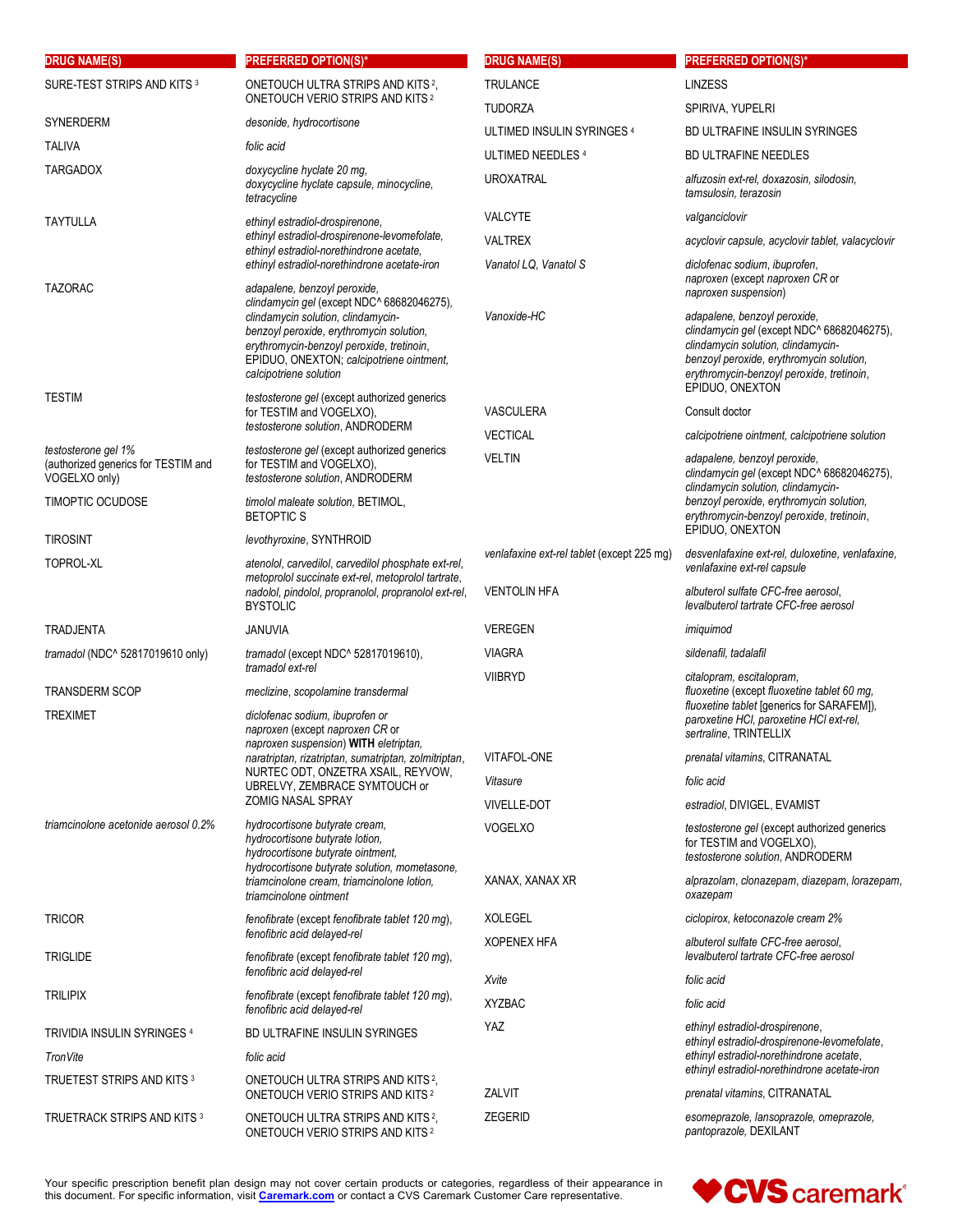| DRUG NAME(S) | PREFERRED OPTION(S)* |
|---|---|
| SURE-TEST STRIPS AND KITS [3] | ONETOUCH ULTRA STRIPS AND KITS [2], ONETOUCH VERIO STRIPS AND KITS [2] |
| SYNERDERM | *desonide, hydrocortisone* |
| TALIVA | *folic acid* |
| TARGADOX | *doxycycline hyclate 20 mg, doxycycline hyclate capsule, minocycline, tetracycline* |
| TAYTULLA | *ethinyl estradiol-drospirenone, ethinyl estradiol-drospirenone-levomefolate, ethinyl estradiol-norethindrone acetate, ethinyl estradiol-norethindrone acetate-iron* |
| TAZORAC | *adapalene, benzoyl peroxide, clindamycin gel* (except NDC^ 68682046275), *clindamycin solution, clindamycin-benzoyl peroxide, erythromycin solution, erythromycin-benzoyl peroxide, tretinoin*, EPIDUO, ONEXTON; *calcipotriene ointment, calcipotriene solution* |
| TESTIM | *testosterone gel* (except authorized generics for TESTIM and VOGELXO), *testosterone solution*, ANDRODERM |
| *testosterone gel 1%* (authorized generics for TESTIM and VOGELXO only) | *testosterone gel* (except authorized generics for TESTIM and VOGELXO), *testosterone solution*, ANDRODERM |
| TIMOPTIC OCUDOSE | *timolol maleate solution*, BETIMOL, BETOPTIC S |
| TIROSINT | *levothyroxine*, SYNTHROID |
| TOPROL-XL | *atenolol, carvedilol, carvedilol phosphate ext-rel, metoprolol succinate ext-rel, metoprolol tartrate, nadolol, pindolol, propranolol, propranolol ext-rel*, BYSTOLIC |
| TRADJENTA | JANUVIA |
| *tramadol* (NDC^ 52817019610 only) | *tramadol* (except NDC^ 52817019610), *tramadol ext-rel* |
| TRANSDERM SCOP | *meclizine, scopolamine transdermal* |
| TREXIMET | *diclofenac sodium, ibuprofen* or *naproxen* (except *naproxen CR* or *naproxen suspension*) **WITH** *eletriptan, naratriptan, rizatriptan, sumatriptan, zolmitriptan*, NURTEC ODT, ONZETRA XSAIL, REYVOW, UBRELVY, ZEMBRACE SYMTOUCH or ZOMIG NASAL SPRAY |
| *triamcinolone acetonide aerosol 0.2%* | *hydrocortisone butyrate cream, hydrocortisone butyrate lotion, hydrocortisone butyrate ointment, hydrocortisone butyrate solution, mometasone, triamcinolone cream, triamcinolone lotion, triamcinolone ointment* |
| TRICOR | *fenofibrate* (except *fenofibrate tablet 120 mg*), *fenofibric acid delayed-rel* |
| TRIGLIDE | *fenofibrate* (except *fenofibrate tablet 120 mg*), *fenofibric acid delayed-rel* |
| TRILIPIX | *fenofibrate* (except *fenofibrate tablet 120 mg*), *fenofibric acid delayed-rel* |
| TRIVIDIA INSULIN SYRINGES [4] | BD ULTRAFINE INSULIN SYRINGES |
| *TronVite* | *folic acid* |
| TRUETEST STRIPS AND KITS [3] | ONETOUCH ULTRA STRIPS AND KITS [2], ONETOUCH VERIO STRIPS AND KITS [2] |
| TRUETRACK STRIPS AND KITS [3] | ONETOUCH ULTRA STRIPS AND KITS [2], ONETOUCH VERIO STRIPS AND KITS [2] |
| TRULANCE | LINZESS |
| TUDORZA | SPIRIVA, YUPELRI |
| ULTIMED INSULIN SYRINGES [4] | BD ULTRAFINE INSULIN SYRINGES |
| ULTIMED NEEDLES [4] | BD ULTRAFINE NEEDLES |
| UROXATRAL | *alfuzosin ext-rel, doxazosin, silodosin, tamsulosin, terazosin* |
| VALCYTE | *valganciclovir* |
| VALTREX | *acyclovir capsule, acyclovir tablet, valacyclovir* |
| *Vanatol LQ, Vanatol S* | *diclofenac sodium, ibuprofen, naproxen* (except *naproxen CR* or *naproxen suspension*) |
| *Vanoxide-HC* | *adapalene, benzoyl peroxide, clindamycin gel* (except NDC^ 68682046275), *clindamycin solution, clindamycin-benzoyl peroxide, erythromycin solution, erythromycin-benzoyl peroxide, tretinoin*, EPIDUO, ONEXTON |
| VASCULERA | Consult doctor |
| VECTICAL | *calcipotriene ointment, calcipotriene solution* |
| VELTIN | *adapalene, benzoyl peroxide, clindamycin gel* (except NDC^ 68682046275), *clindamycin solution, clindamycin-benzoyl peroxide, erythromycin solution, erythromycin-benzoyl peroxide, tretinoin*, EPIDUO, ONEXTON |
| *venlafaxine ext-rel tablet* (except 225 mg) | *desvenlafaxine ext-rel, duloxetine, venlafaxine, venlafaxine ext-rel capsule* |
| VENTOLIN HFA | *albuterol sulfate CFC-free aerosol, levalbuterol tartrate CFC-free aerosol* |
| VEREGEN | *imiquimod* |
| VIAGRA | *sildenafil, tadalafil* |
| VIIBRYD | *citalopram, escitalopram, fluoxetine* (except *fluoxetine tablet 60 mg, fluoxetine tablet* [generics for SARAFEM]), *paroxetine HCl, paroxetine HCl ext-rel, sertraline*, TRINTELLIX |
| VITAFOL-ONE | *prenatal vitamins*, CITRANATAL |
| *Vitasure* | *folic acid* |
| VIVELLE-DOT | *estradiol*, DIVIGEL, EVAMIST |
| VOGELXO | *testosterone gel* (except authorized generics for TESTIM and VOGELXO), *testosterone solution*, ANDRODERM |
| XANAX, XANAX XR | *alprazolam, clonazepam, diazepam, lorazepam, oxazepam* |
| XOLEGEL | *ciclopirox, ketoconazole cream 2%* |
| XOPENEX HFA | *albuterol sulfate CFC-free aerosol, levalbuterol tartrate CFC-free aerosol* |
| *Xvite* | *folic acid* |
| XYZBAC | *folic acid* |
| YAZ | *ethinyl estradiol-drospirenone, ethinyl estradiol-drospirenone-levomefolate, ethinyl estradiol-norethindrone acetate, ethinyl estradiol-norethindrone acetate-iron* |
| ZALVIT | *prenatal vitamins*, CITRANATAL |
| ZEGERID | *esomeprazole, lansoprazole, omeprazole, pantoprazole*, DEXILANT |

Your specific prescription benefit plan design may not cover certain products or categories, regardless of their appearance in this document. For specific information, visit **Caremark.com** or contact a CVS Caremark Customer Care representative.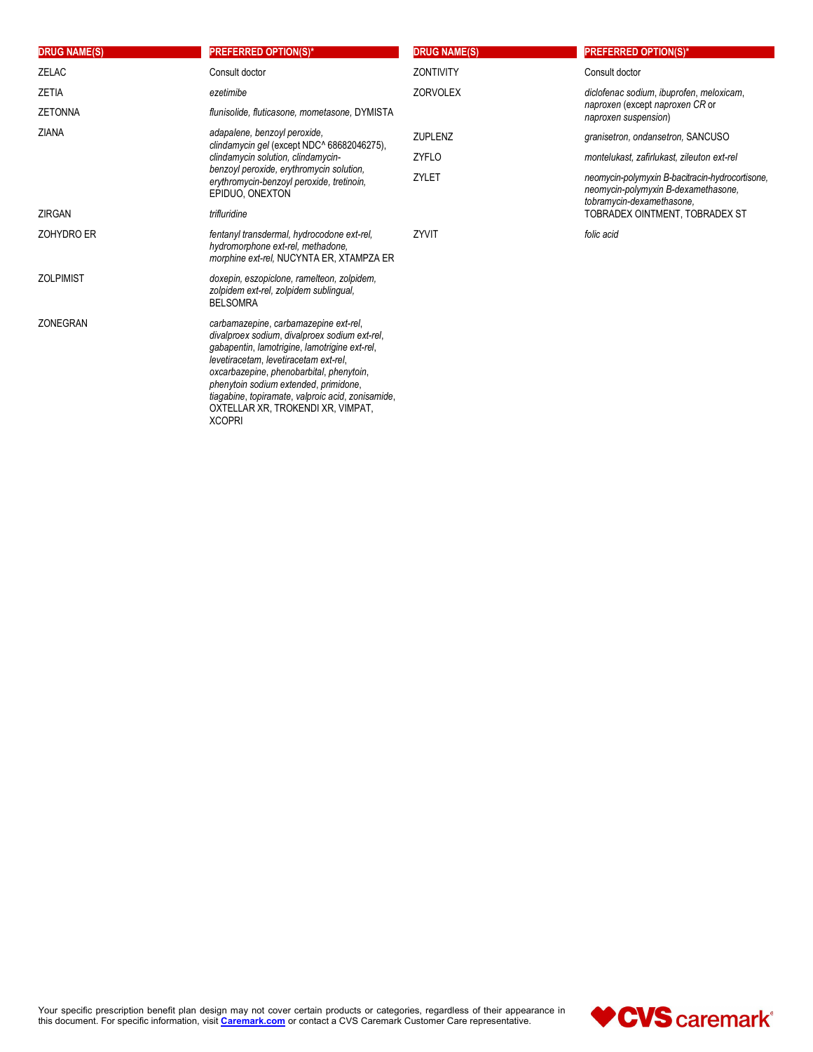| DRUG NAME(S) | PREFERRED OPTION(S)* |
|---|---|
| ZELAC | Consult doctor |
| ZETIA | *ezetimibe* |
| ZETONNA | *flunisolide, fluticasone, mometasone*, DYMISTA |
| ZIANA | *adapalene, benzoyl peroxide, clindamycin gel* (except NDC^ 68682046275), *clindamycin solution, clindamycin-benzoyl peroxide, erythromycin solution, erythromycin-benzoyl peroxide, tretinoin,* EPIDUO, ONEXTON |
| ZIRGAN | *trifluridine* |
| ZOHYDRO ER | *fentanyl transdermal, hydrocodone ext-rel, hydromorphone ext-rel, methadone, morphine ext-rel,* NUCYNTA ER, XTAMPZA ER |
| ZOLPIMIST | *doxepin, eszopiclone, ramelteon, zolpidem, zolpidem ext-rel, zolpidem sublingual,* BELSOMRA |
| ZONEGRAN | *carbamazepine*, *carbamazepine ext-rel*, *divalproex sodium*, *divalproex sodium ext-rel*, *gabapentin*, *lamotrigine*, *lamotrigine ext-rel*, *levetiracetam*, *levetiracetam ext-rel*, *oxcarbazepine*, *phenobarbital*, *phenytoin*, *phenytoin sodium extended*, *primidone*, *tiagabine*, *topiramate*, *valproic acid*, *zonisamide*, OXTELLAR XR, TROKENDI XR, VIMPAT, XCOPRI |
| ZONTIVITY | Consult doctor |
| ZORVOLEX | *diclofenac sodium*, *ibuprofen*, *meloxicam*, *naproxen* (except *naproxen CR* or *naproxen suspension*) |
| ZUPLENZ | *granisetron, ondansetron,* SANCUSO |
| ZYFLO | *montelukast, zafirlukast, zileuton ext-rel* |
| ZYLET | *neomycin-polymyxin B-bacitracin-hydrocortisone, neomycin-polymyxin B-dexamethasone, tobramycin-dexamethasone,* TOBRADEX OINTMENT, TOBRADEX ST |
| ZYVIT | *folic acid* |

Your specific prescription benefit plan design may not cover certain products or categories, regardless of their appearance in this document. For specific information, visit **Caremark.com** or contact a CVS Caremark Customer Care representative.

CVS caremark®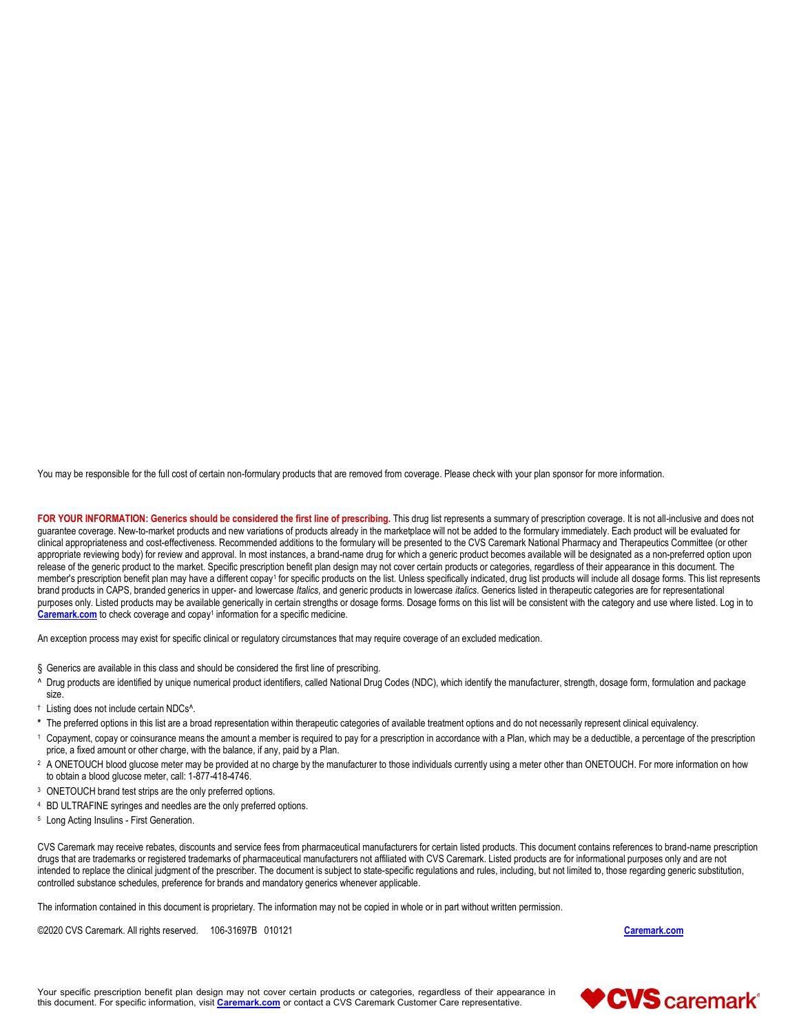You may be responsible for the full cost of certain non-formulary products that are removed from coverage. Please check with your plan sponsor for more information.

**FOR YOUR INFORMATION: Generics should be considered the first line of prescribing.** This drug list represents a summary of prescription coverage. It is not all-inclusive and does not guarantee coverage. New-to-market products and new variations of products already in the marketplace will not be added to the formulary immediately. Each product will be evaluated for clinical appropriateness and cost-effectiveness. Recommended additions to the formulary will be presented to the CVS Caremark National Pharmacy and Therapeutics Committee (or other appropriate reviewing body) for review and approval. In most instances, a brand-name drug for which a generic product becomes available will be designated as a non-preferred option upon release of the generic product to the market. Specific prescription benefit plan design may not cover certain products or categories, regardless of their appearance in this document. The member's prescription benefit plan may have a different copay[1] for specific products on the list. Unless specifically indicated, drug list products will include all dosage forms. This list represents brand products in CAPS, branded generics in upper- and lowercase *Italics*, and generic products in lowercase *italics*. Generics listed in therapeutic categories are for representational purposes only. Listed products may be available generically in certain strengths or dosage forms. Dosage forms on this list will be consistent with the category and use where listed. Log in to **Caremark.com** to check coverage and copay[1] information for a specific medicine.

An exception process may exist for specific clinical or regulatory circumstances that may require coverage of an excluded medication.

§ Generics are available in this class and should be considered the first line of prescribing.

^ Drug products are identified by unique numerical product identifiers, called National Drug Codes (NDC), which identify the manufacturer, strength, dosage form, formulation and package size.

† Listing does not include certain NDCs^.

* The preferred options in this list are a broad representation within therapeutic categories of available treatment options and do not necessarily represent clinical equivalency.

[1] Copayment, copay or coinsurance means the amount a member is required to pay for a prescription in accordance with a Plan, which may be a deductible, a percentage of the prescription price, a fixed amount or other charge, with the balance, if any, paid by a Plan.

[2] A ONETOUCH blood glucose meter may be provided at no charge by the manufacturer to those individuals currently using a meter other than ONETOUCH. For more information on how to obtain a blood glucose meter, call: 1-877-418-4746.

[3] ONETOUCH brand test strips are the only preferred options.

[4] BD ULTRAFINE syringes and needles are the only preferred options.

[5] Long Acting Insulins - First Generation.

CVS Caremark may receive rebates, discounts and service fees from pharmaceutical manufacturers for certain listed products. This document contains references to brand-name prescription drugs that are trademarks or registered trademarks of pharmaceutical manufacturers not affiliated with CVS Caremark. Listed products are for informational purposes only and are not intended to replace the clinical judgment of the prescriber. The document is subject to state-specific regulations and rules, including, but not limited to, those regarding generic substitution, controlled substance schedules, preference for brands and mandatory generics whenever applicable.

The information contained in this document is proprietary. The information may not be copied in whole or in part without written permission.

©2020 CVS Caremark. All rights reserved. 106-31697B 010121 **Caremark.com**

Your specific prescription benefit plan design may not cover certain products or categories, regardless of their appearance in this document. For specific information, visit **Caremark.com** or contact a CVS Caremark Customer Care representative.

CVS caremark